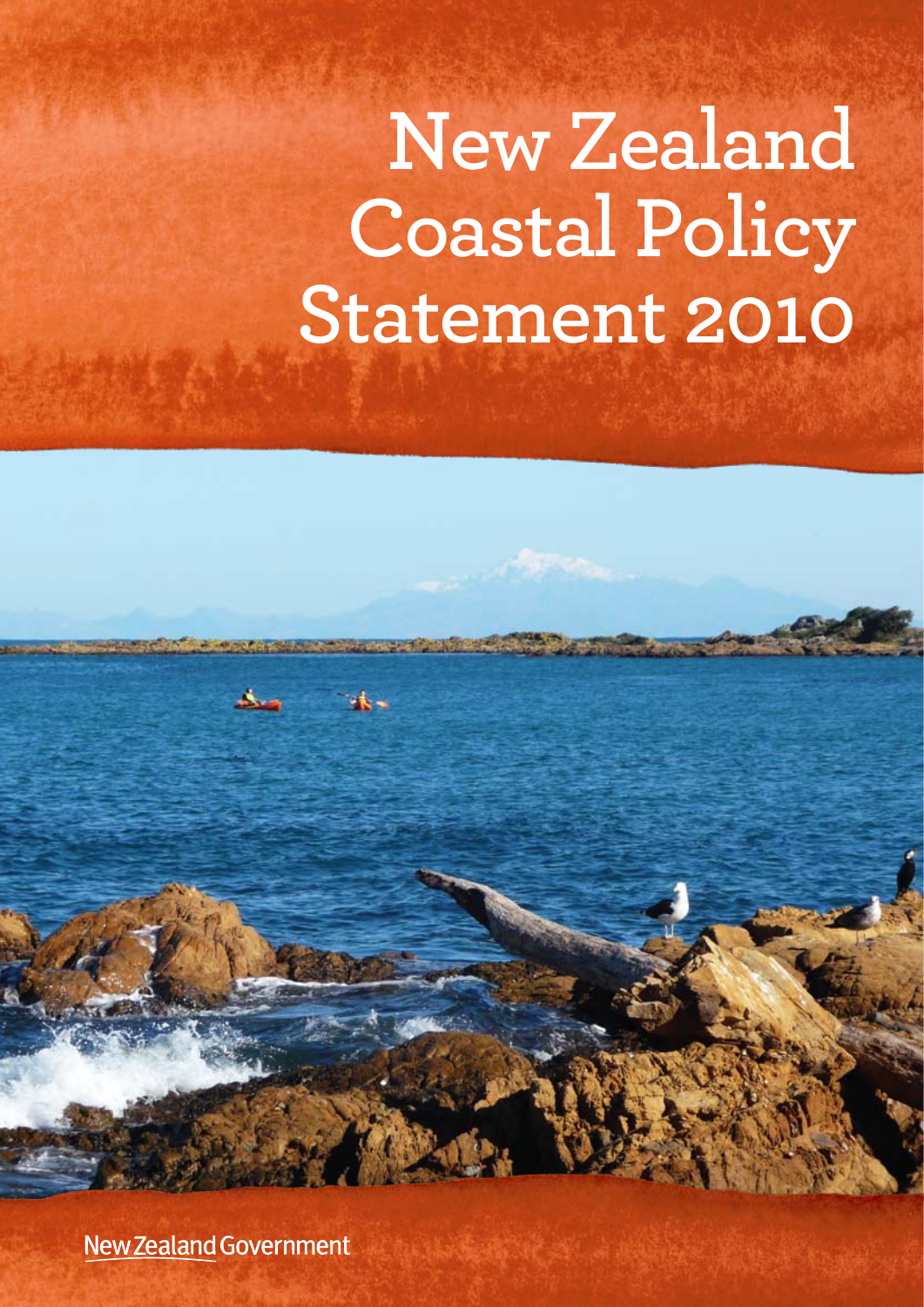# New Zealand Coastal Policy Statement 2010

New Zealand Government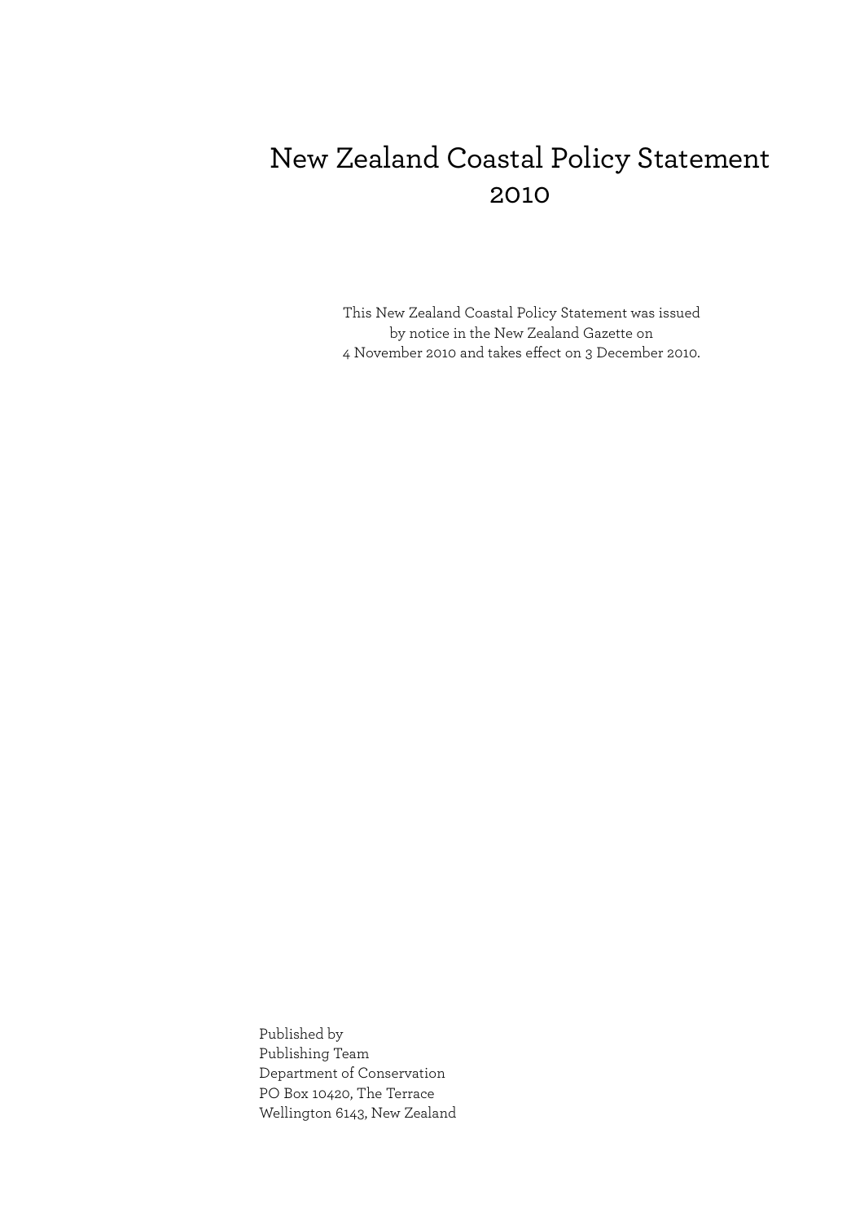# New Zealand Coastal Policy Statement 2010

This New Zealand Coastal Policy Statement was issued by notice in the New Zealand Gazette on 4 November 2010 and takes effect on 3 December 2010.

Published by
Publishing Team
Department of Conservation
PO Box 10420, The Terrace
Wellington 6143, New Zealand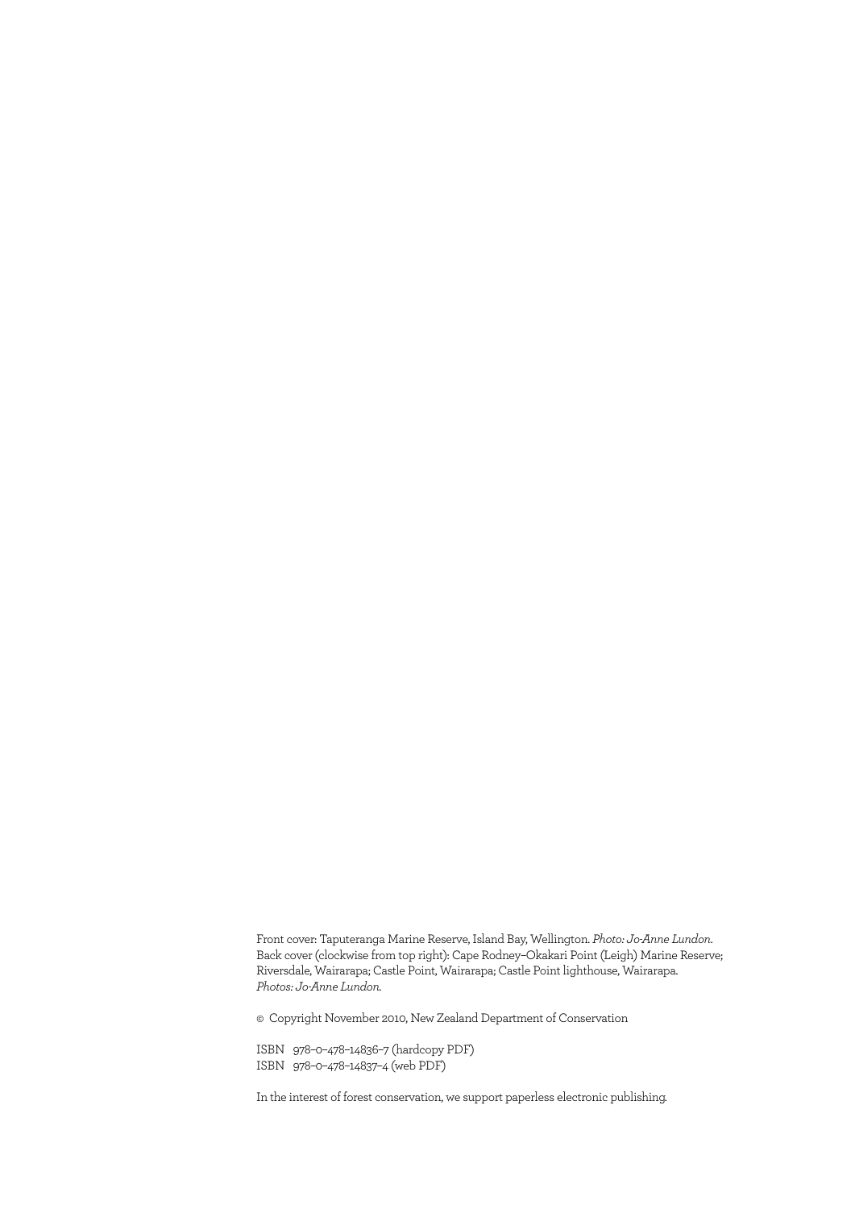Front cover: Taputeranga Marine Reserve, Island Bay, Wellington. *Photo: Jo-Anne Lundon*.
Back cover (clockwise from top right): Cape Rodney–Okakari Point (Leigh) Marine Reserve; Riversdale, Wairarapa; Castle Point, Wairarapa; Castle Point lighthouse, Wairarapa.
*Photos: Jo-Anne Lundon*.

© Copyright November 2010, New Zealand Department of Conservation

ISBN 978–0–478–14836–7 (hardcopy PDF)
ISBN 978–0–478–14837–4 (web PDF)

In the interest of forest conservation, we support paperless electronic publishing.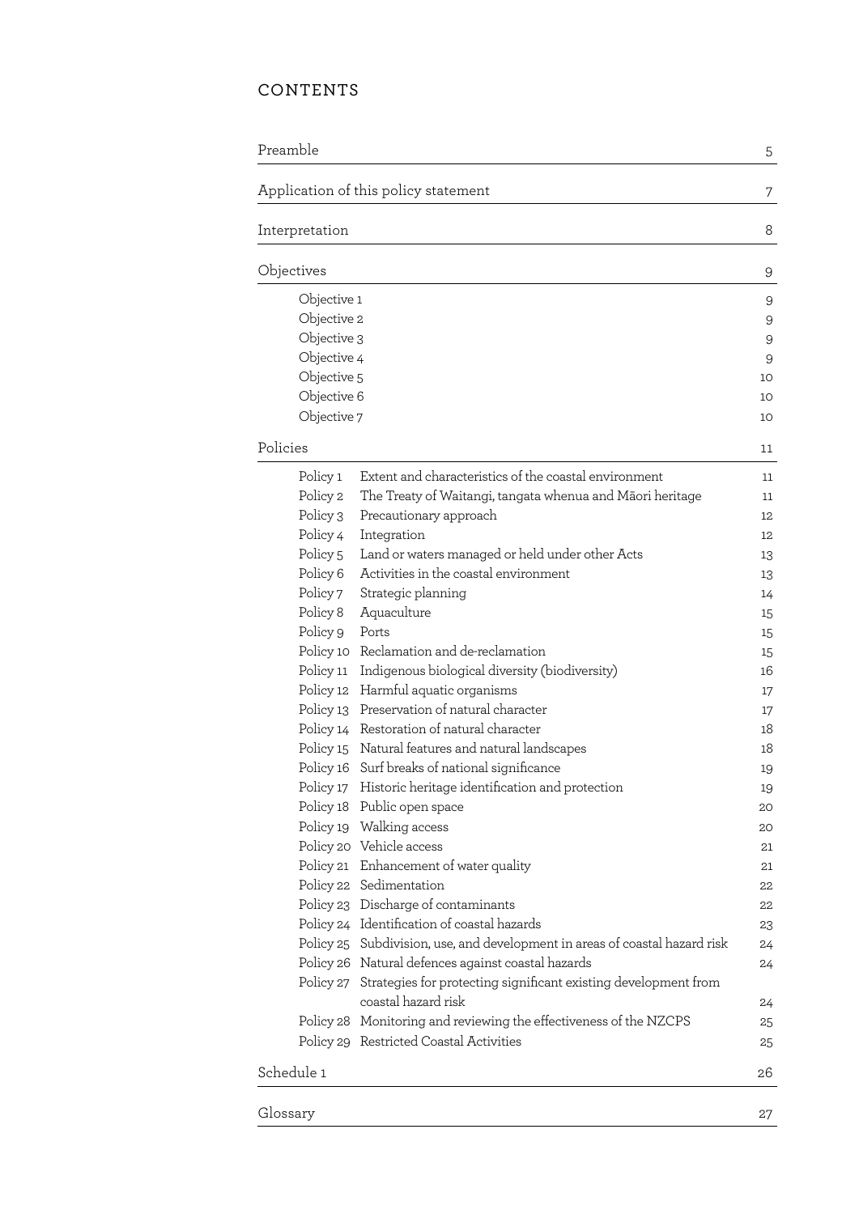# CONTENTS

| | | |
|---|---|---|
| Preamble | | 5 |
| Application of this policy statement | | 7 |
| Interpretation | | 8 |
| Objectives | | 9 |
| Objective 1 | | 9 |
| Objective 2 | | 9 |
| Objective 3 | | 9 |
| Objective 4 | | 9 |
| Objective 5 | | 10 |
| Objective 6 | | 10 |
| Objective 7 | | 10 |
| Policies | | 11 |
| Policy 1 | Extent and characteristics of the coastal environment | 11 |
| Policy 2 | The Treaty of Waitangi, tangata whenua and Māori heritage | 11 |
| Policy 3 | Precautionary approach | 12 |
| Policy 4 | Integration | 12 |
| Policy 5 | Land or waters managed or held under other Acts | 13 |
| Policy 6 | Activities in the coastal environment | 13 |
| Policy 7 | Strategic planning | 14 |
| Policy 8 | Aquaculture | 15 |
| Policy 9 | Ports | 15 |
| Policy 10 | Reclamation and de-reclamation | 15 |
| Policy 11 | Indigenous biological diversity (biodiversity) | 16 |
| Policy 12 | Harmful aquatic organisms | 17 |
| Policy 13 | Preservation of natural character | 17 |
| Policy 14 | Restoration of natural character | 18 |
| Policy 15 | Natural features and natural landscapes | 18 |
| Policy 16 | Surf breaks of national significance | 19 |
| Policy 17 | Historic heritage identification and protection | 19 |
| Policy 18 | Public open space | 20 |
| Policy 19 | Walking access | 20 |
| Policy 20 | Vehicle access | 21 |
| Policy 21 | Enhancement of water quality | 21 |
| Policy 22 | Sedimentation | 22 |
| Policy 23 | Discharge of contaminants | 22 |
| Policy 24 | Identification of coastal hazards | 23 |
| Policy 25 | Subdivision, use, and development in areas of coastal hazard risk | 24 |
| Policy 26 | Natural defences against coastal hazards | 24 |
| Policy 27 | Strategies for protecting significant existing development from coastal hazard risk | 24 |
| Policy 28 | Monitoring and reviewing the effectiveness of the NZCPS | 25 |
| Policy 29 | Restricted Coastal Activities | 25 |
| Schedule 1 | | 26 |
| Glossary | | 27 |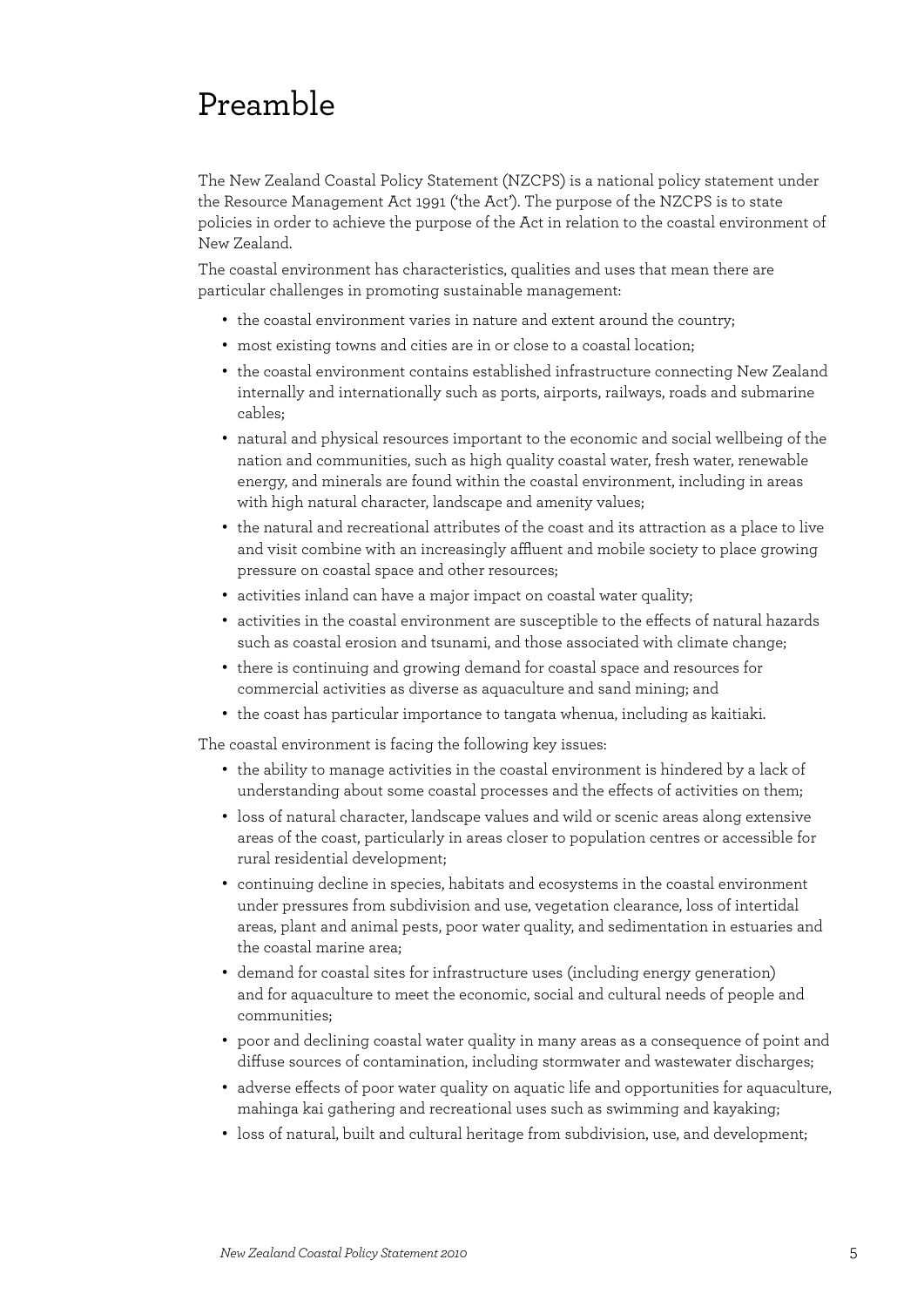# Preamble

The New Zealand Coastal Policy Statement (NZCPS) is a national policy statement under the Resource Management Act 1991 ('the Act'). The purpose of the NZCPS is to state policies in order to achieve the purpose of the Act in relation to the coastal environment of New Zealand.

The coastal environment has characteristics, qualities and uses that mean there are particular challenges in promoting sustainable management:

- the coastal environment varies in nature and extent around the country;
- most existing towns and cities are in or close to a coastal location;
- the coastal environment contains established infrastructure connecting New Zealand internally and internationally such as ports, airports, railways, roads and submarine cables;
- natural and physical resources important to the economic and social wellbeing of the nation and communities, such as high quality coastal water, fresh water, renewable energy, and minerals are found within the coastal environment, including in areas with high natural character, landscape and amenity values;
- the natural and recreational attributes of the coast and its attraction as a place to live and visit combine with an increasingly affluent and mobile society to place growing pressure on coastal space and other resources;
- activities inland can have a major impact on coastal water quality;
- activities in the coastal environment are susceptible to the effects of natural hazards such as coastal erosion and tsunami, and those associated with climate change;
- there is continuing and growing demand for coastal space and resources for commercial activities as diverse as aquaculture and sand mining; and
- the coast has particular importance to tangata whenua, including as kaitiaki.

The coastal environment is facing the following key issues:

- the ability to manage activities in the coastal environment is hindered by a lack of understanding about some coastal processes and the effects of activities on them;
- loss of natural character, landscape values and wild or scenic areas along extensive areas of the coast, particularly in areas closer to population centres or accessible for rural residential development;
- continuing decline in species, habitats and ecosystems in the coastal environment under pressures from subdivision and use, vegetation clearance, loss of intertidal areas, plant and animal pests, poor water quality, and sedimentation in estuaries and the coastal marine area;
- demand for coastal sites for infrastructure uses (including energy generation) and for aquaculture to meet the economic, social and cultural needs of people and communities;
- poor and declining coastal water quality in many areas as a consequence of point and diffuse sources of contamination, including stormwater and wastewater discharges;
- adverse effects of poor water quality on aquatic life and opportunities for aquaculture, mahinga kai gathering and recreational uses such as swimming and kayaking;
- loss of natural, built and cultural heritage from subdivision, use, and development;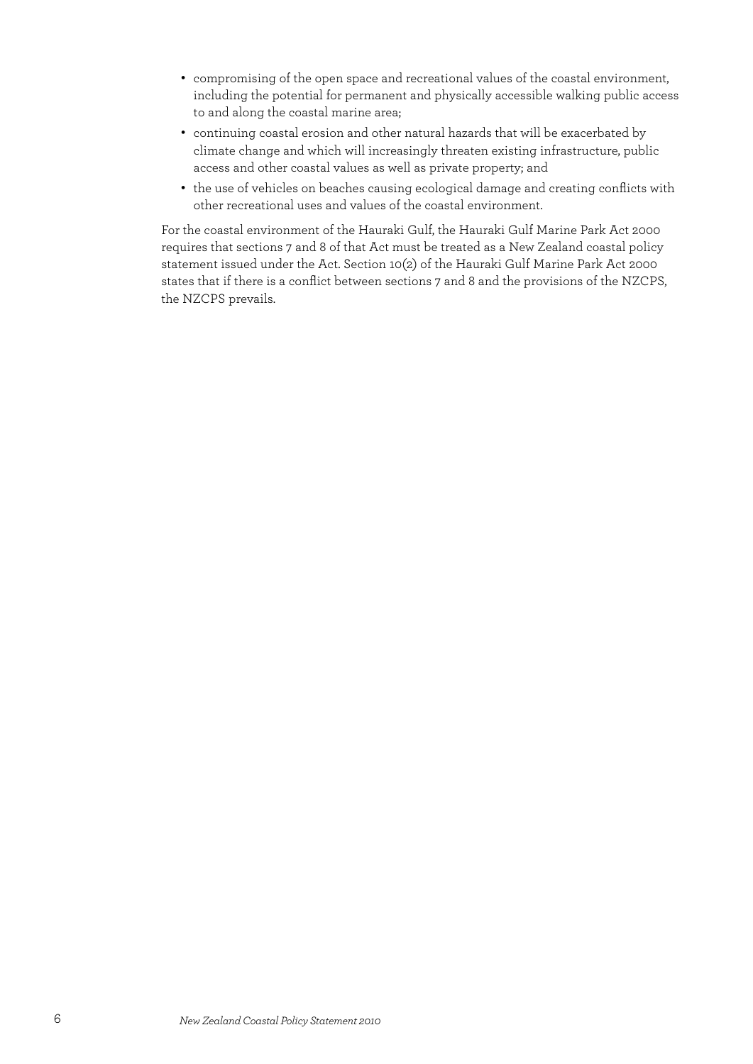- compromising of the open space and recreational values of the coastal environment, including the potential for permanent and physically accessible walking public access to and along the coastal marine area;
- continuing coastal erosion and other natural hazards that will be exacerbated by climate change and which will increasingly threaten existing infrastructure, public access and other coastal values as well as private property; and
- the use of vehicles on beaches causing ecological damage and creating conflicts with other recreational uses and values of the coastal environment.

For the coastal environment of the Hauraki Gulf, the Hauraki Gulf Marine Park Act 2000 requires that sections 7 and 8 of that Act must be treated as a New Zealand coastal policy statement issued under the Act. Section 10(2) of the Hauraki Gulf Marine Park Act 2000 states that if there is a conflict between sections 7 and 8 and the provisions of the NZCPS, the NZCPS prevails.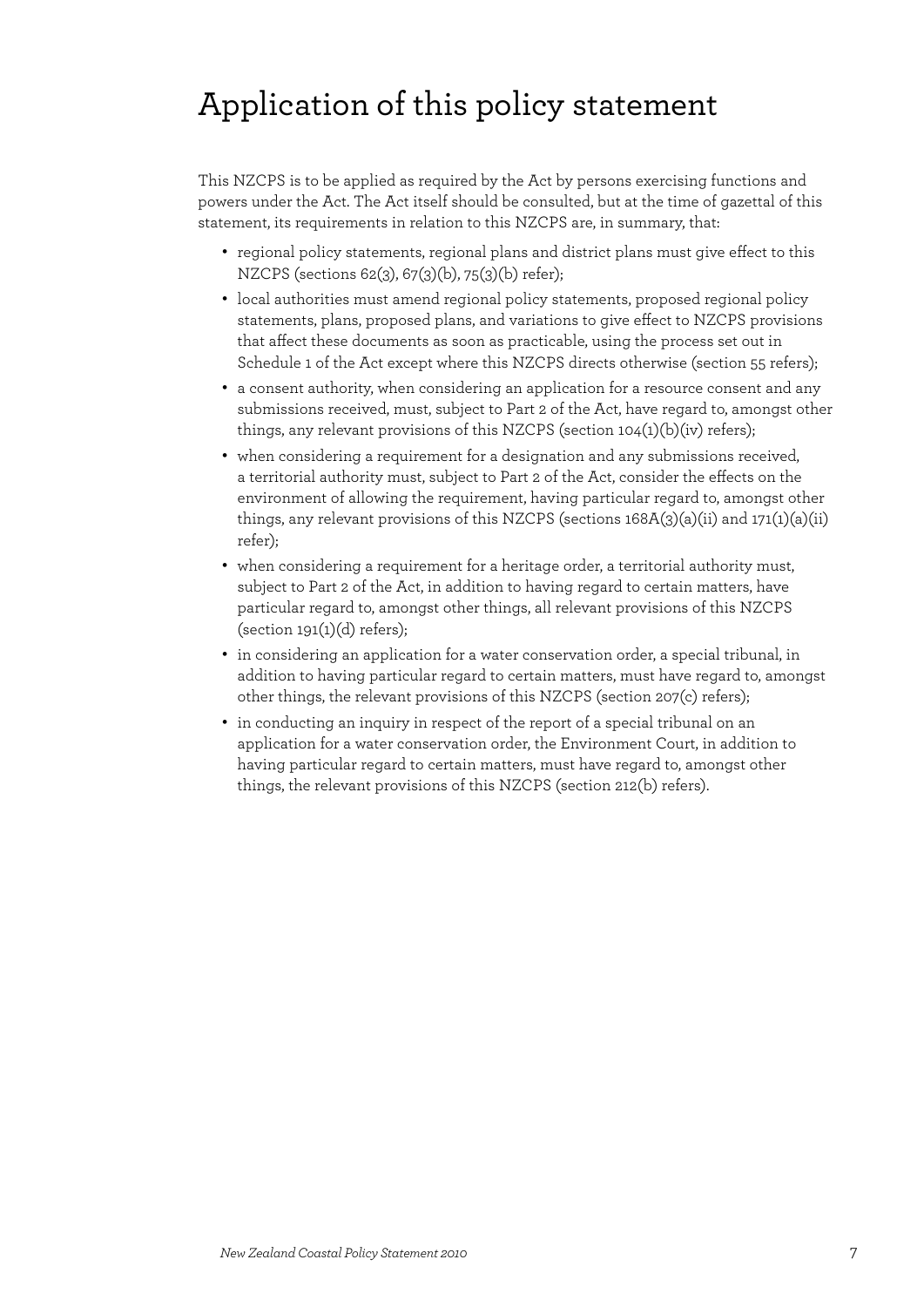# Application of this policy statement

This NZCPS is to be applied as required by the Act by persons exercising functions and powers under the Act. The Act itself should be consulted, but at the time of gazettal of this statement, its requirements in relation to this NZCPS are, in summary, that:

- regional policy statements, regional plans and district plans must give effect to this NZCPS (sections 62(3), 67(3)(b), 75(3)(b) refer);
- local authorities must amend regional policy statements, proposed regional policy statements, plans, proposed plans, and variations to give effect to NZCPS provisions that affect these documents as soon as practicable, using the process set out in Schedule 1 of the Act except where this NZCPS directs otherwise (section 55 refers);
- a consent authority, when considering an application for a resource consent and any submissions received, must, subject to Part 2 of the Act, have regard to, amongst other things, any relevant provisions of this NZCPS (section 104(1)(b)(iv) refers);
- when considering a requirement for a designation and any submissions received, a territorial authority must, subject to Part 2 of the Act, consider the effects on the environment of allowing the requirement, having particular regard to, amongst other things, any relevant provisions of this NZCPS (sections 168A(3)(a)(ii) and 171(1)(a)(ii) refer);
- when considering a requirement for a heritage order, a territorial authority must, subject to Part 2 of the Act, in addition to having regard to certain matters, have particular regard to, amongst other things, all relevant provisions of this NZCPS (section 191(1)(d) refers);
- in considering an application for a water conservation order, a special tribunal, in addition to having particular regard to certain matters, must have regard to, amongst other things, the relevant provisions of this NZCPS (section 207(c) refers);
- in conducting an inquiry in respect of the report of a special tribunal on an application for a water conservation order, the Environment Court, in addition to having particular regard to certain matters, must have regard to, amongst other things, the relevant provisions of this NZCPS (section 212(b) refers).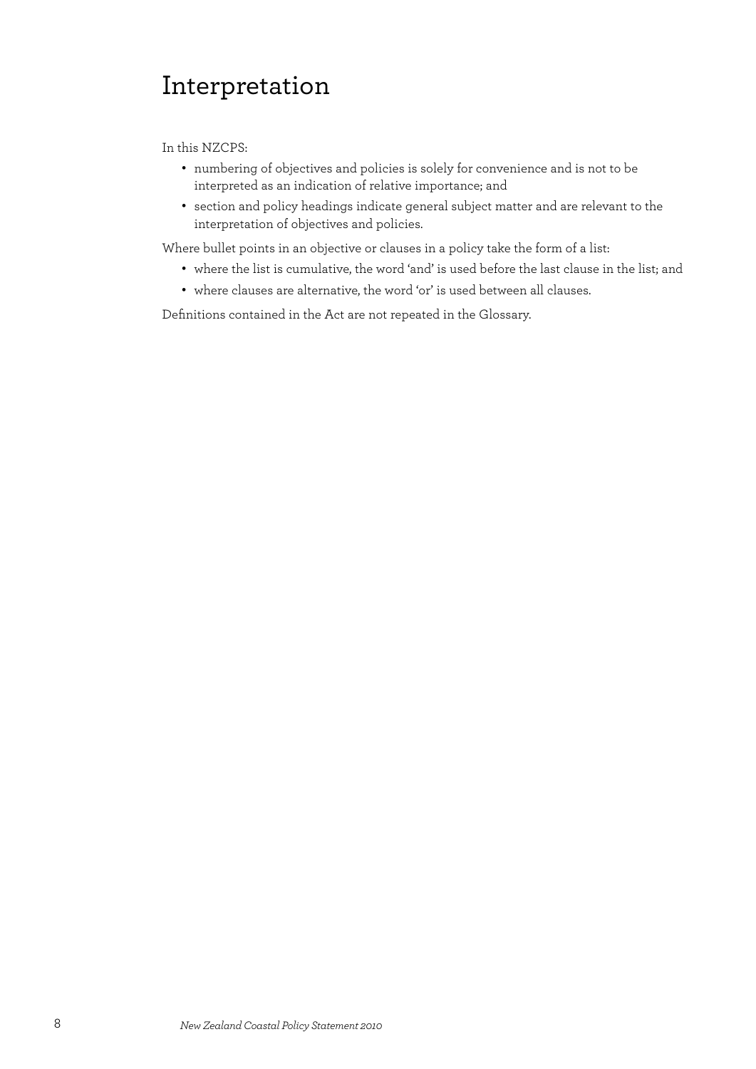# Interpretation

In this NZCPS:

- numbering of objectives and policies is solely for convenience and is not to be interpreted as an indication of relative importance; and
- section and policy headings indicate general subject matter and are relevant to the interpretation of objectives and policies.

Where bullet points in an objective or clauses in a policy take the form of a list:

- where the list is cumulative, the word 'and' is used before the last clause in the list; and
- where clauses are alternative, the word 'or' is used between all clauses.

Definitions contained in the Act are not repeated in the Glossary.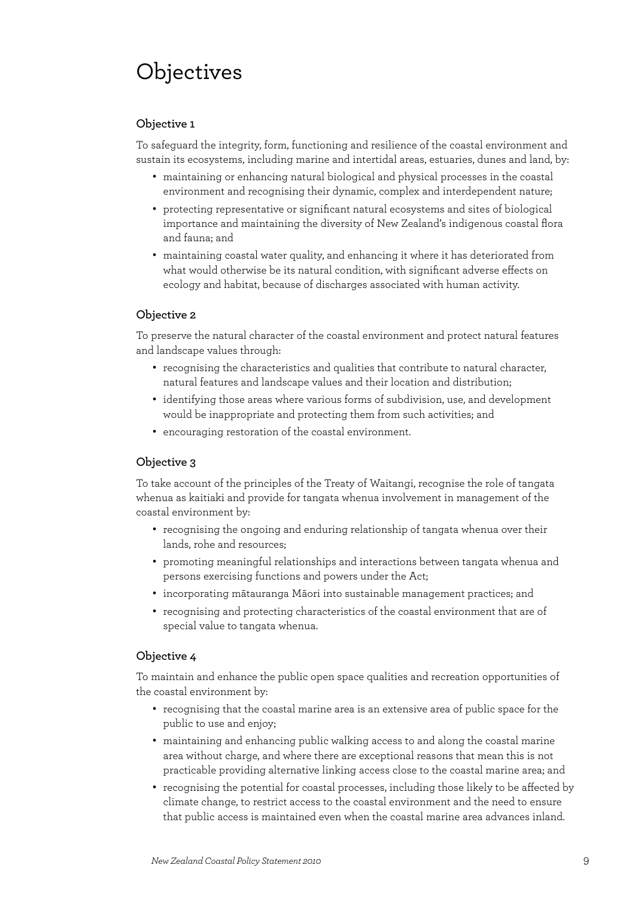# Objectives

### Objective 1

To safeguard the integrity, form, functioning and resilience of the coastal environment and sustain its ecosystems, including marine and intertidal areas, estuaries, dunes and land, by:

- maintaining or enhancing natural biological and physical processes in the coastal environment and recognising their dynamic, complex and interdependent nature;
- protecting representative or significant natural ecosystems and sites of biological importance and maintaining the diversity of New Zealand's indigenous coastal flora and fauna; and
- maintaining coastal water quality, and enhancing it where it has deteriorated from what would otherwise be its natural condition, with significant adverse effects on ecology and habitat, because of discharges associated with human activity.

### Objective 2

To preserve the natural character of the coastal environment and protect natural features and landscape values through:

- recognising the characteristics and qualities that contribute to natural character, natural features and landscape values and their location and distribution;
- identifying those areas where various forms of subdivision, use, and development would be inappropriate and protecting them from such activities; and
- encouraging restoration of the coastal environment.

### Objective 3

To take account of the principles of the Treaty of Waitangi, recognise the role of tangata whenua as kaitiaki and provide for tangata whenua involvement in management of the coastal environment by:

- recognising the ongoing and enduring relationship of tangata whenua over their lands, rohe and resources;
- promoting meaningful relationships and interactions between tangata whenua and persons exercising functions and powers under the Act;
- incorporating mātauranga Māori into sustainable management practices; and
- recognising and protecting characteristics of the coastal environment that are of special value to tangata whenua.

### Objective 4

To maintain and enhance the public open space qualities and recreation opportunities of the coastal environment by:

- recognising that the coastal marine area is an extensive area of public space for the public to use and enjoy;
- maintaining and enhancing public walking access to and along the coastal marine area without charge, and where there are exceptional reasons that mean this is not practicable providing alternative linking access close to the coastal marine area; and
- recognising the potential for coastal processes, including those likely to be affected by climate change, to restrict access to the coastal environment and the need to ensure that public access is maintained even when the coastal marine area advances inland.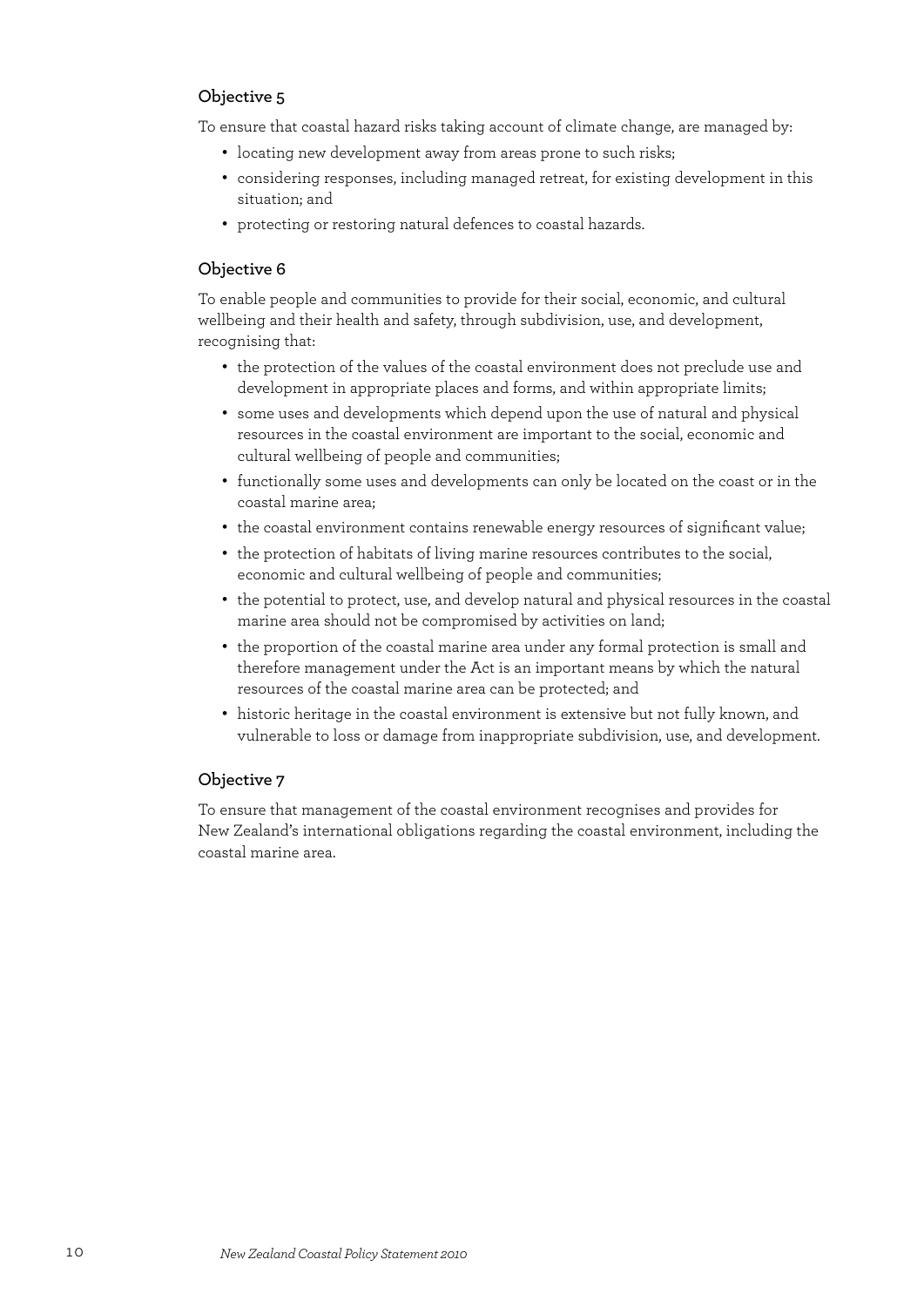### Objective 5

To ensure that coastal hazard risks taking account of climate change, are managed by:

- locating new development away from areas prone to such risks;
- considering responses, including managed retreat, for existing development in this situation; and
- protecting or restoring natural defences to coastal hazards.

### Objective 6

To enable people and communities to provide for their social, economic, and cultural wellbeing and their health and safety, through subdivision, use, and development, recognising that:

- the protection of the values of the coastal environment does not preclude use and development in appropriate places and forms, and within appropriate limits;
- some uses and developments which depend upon the use of natural and physical resources in the coastal environment are important to the social, economic and cultural wellbeing of people and communities;
- functionally some uses and developments can only be located on the coast or in the coastal marine area;
- the coastal environment contains renewable energy resources of significant value;
- the protection of habitats of living marine resources contributes to the social, economic and cultural wellbeing of people and communities;
- the potential to protect, use, and develop natural and physical resources in the coastal marine area should not be compromised by activities on land;
- the proportion of the coastal marine area under any formal protection is small and therefore management under the Act is an important means by which the natural resources of the coastal marine area can be protected; and
- historic heritage in the coastal environment is extensive but not fully known, and vulnerable to loss or damage from inappropriate subdivision, use, and development.

### Objective 7

To ensure that management of the coastal environment recognises and provides for New Zealand's international obligations regarding the coastal environment, including the coastal marine area.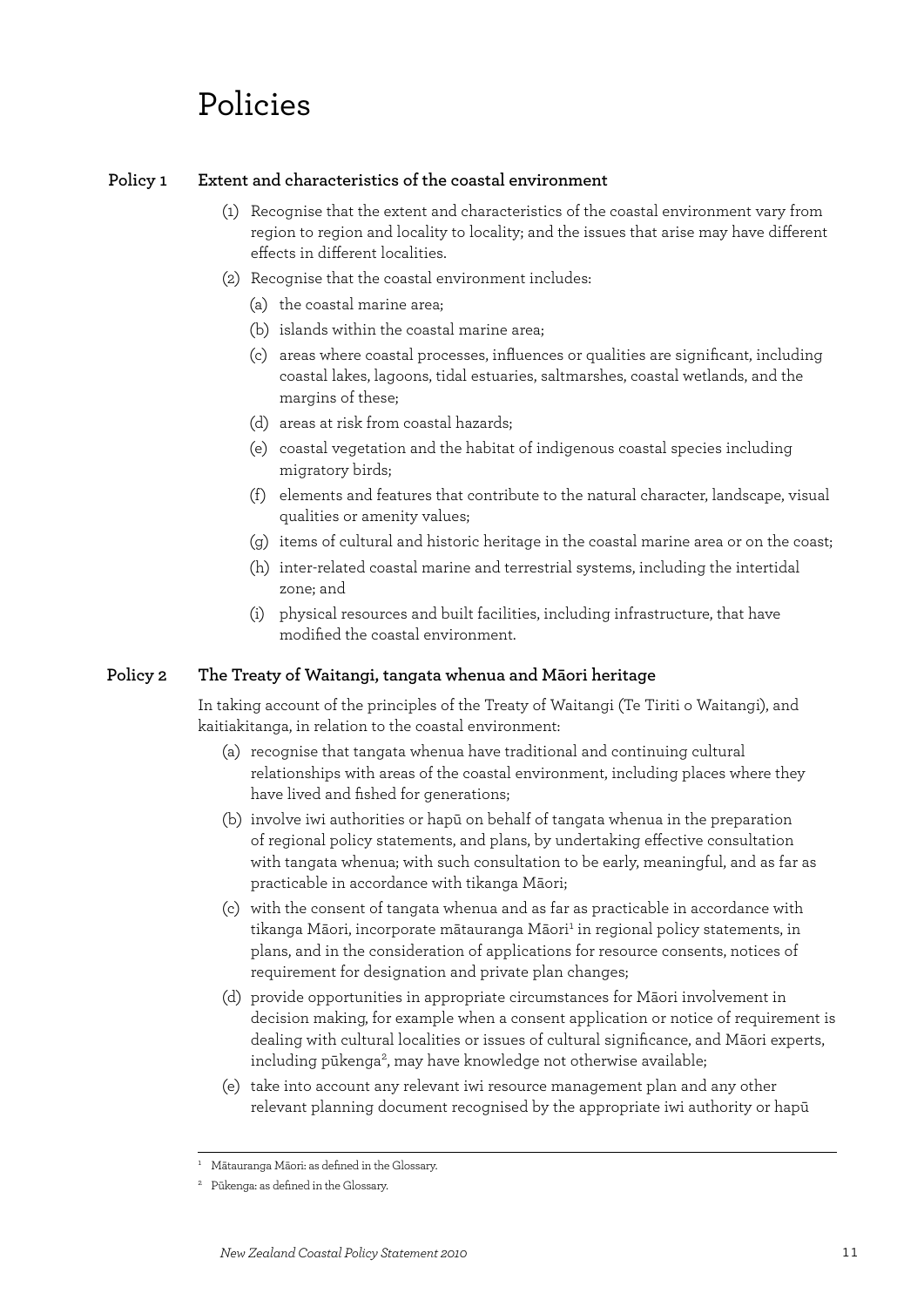# Policies

## Policy 1 Extent and characteristics of the coastal environment

(1) Recognise that the extent and characteristics of the coastal environment vary from region to region and locality to locality; and the issues that arise may have different effects in different localities.

(2) Recognise that the coastal environment includes:

(a) the coastal marine area;

(b) islands within the coastal marine area;

(c) areas where coastal processes, influences or qualities are significant, including coastal lakes, lagoons, tidal estuaries, saltmarshes, coastal wetlands, and the margins of these;

(d) areas at risk from coastal hazards;

(e) coastal vegetation and the habitat of indigenous coastal species including migratory birds;

(f) elements and features that contribute to the natural character, landscape, visual qualities or amenity values;

(g) items of cultural and historic heritage in the coastal marine area or on the coast;

(h) inter-related coastal marine and terrestrial systems, including the intertidal zone; and

(i) physical resources and built facilities, including infrastructure, that have modified the coastal environment.

## Policy 2 The Treaty of Waitangi, tangata whenua and Māori heritage

In taking account of the principles of the Treaty of Waitangi (Te Tiriti o Waitangi), and kaitiakitanga, in relation to the coastal environment:

(a) recognise that tangata whenua have traditional and continuing cultural relationships with areas of the coastal environment, including places where they have lived and fished for generations;

(b) involve iwi authorities or hapū on behalf of tangata whenua in the preparation of regional policy statements, and plans, by undertaking effective consultation with tangata whenua; with such consultation to be early, meaningful, and as far as practicable in accordance with tikanga Māori;

(c) with the consent of tangata whenua and as far as practicable in accordance with tikanga Māori, incorporate mātauranga Māori[1] in regional policy statements, in plans, and in the consideration of applications for resource consents, notices of requirement for designation and private plan changes;

(d) provide opportunities in appropriate circumstances for Māori involvement in decision making, for example when a consent application or notice of requirement is dealing with cultural localities or issues of cultural significance, and Māori experts, including pūkenga[2], may have knowledge not otherwise available;

(e) take into account any relevant iwi resource management plan and any other relevant planning document recognised by the appropriate iwi authority or hapū

---

[1] Mātauranga Māori: as defined in the Glossary.

[2] Pūkenga: as defined in the Glossary.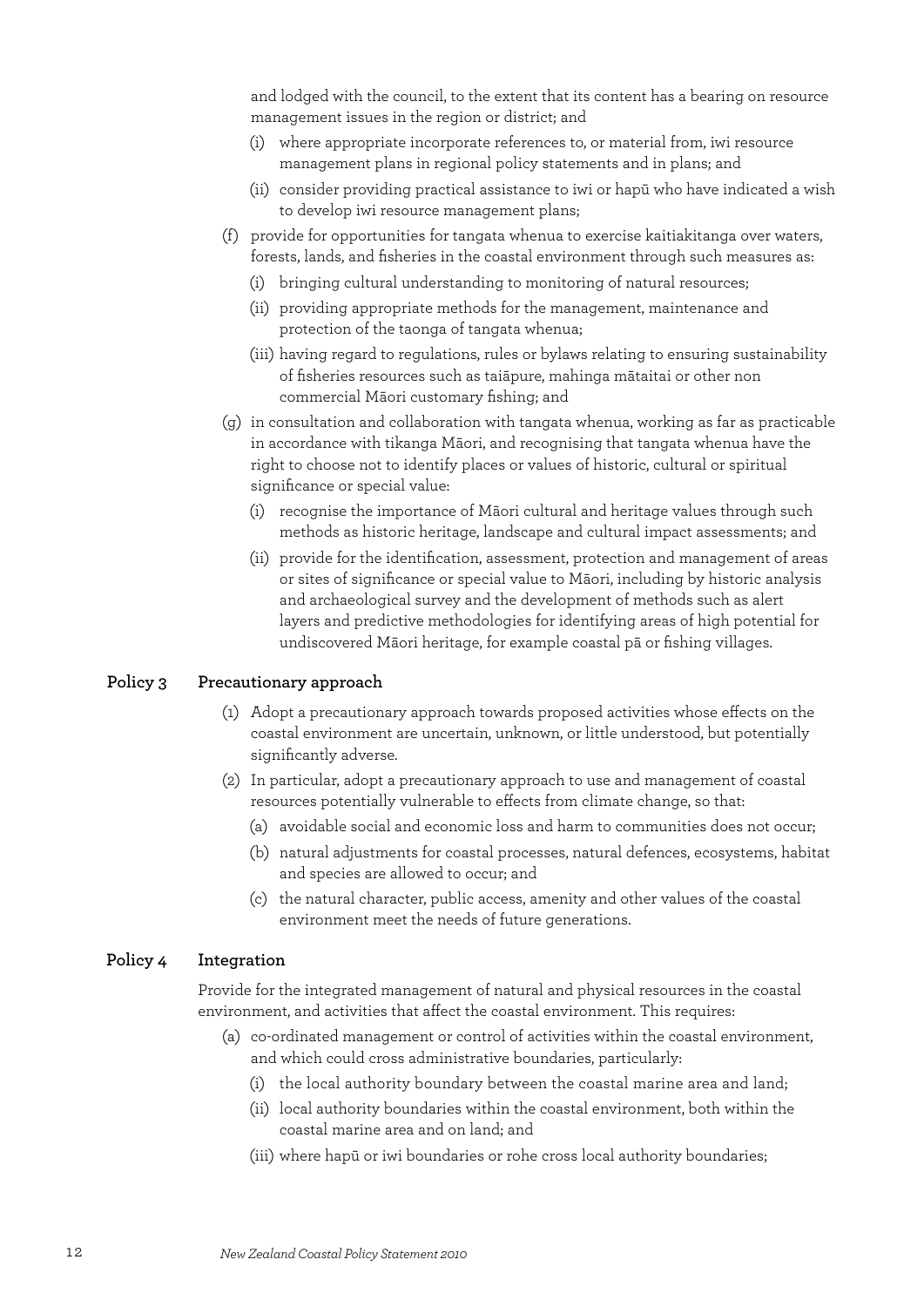and lodged with the council, to the extent that its content has a bearing on resource management issues in the region or district; and

   (i) where appropriate incorporate references to, or material from, iwi resource management plans in regional policy statements and in plans; and

   (ii) consider providing practical assistance to iwi or hapū who have indicated a wish to develop iwi resource management plans;

(f) provide for opportunities for tangata whenua to exercise kaitiakitanga over waters, forests, lands, and fisheries in the coastal environment through such measures as:

   (i) bringing cultural understanding to monitoring of natural resources;

   (ii) providing appropriate methods for the management, maintenance and protection of the taonga of tangata whenua;

   (iii) having regard to regulations, rules or bylaws relating to ensuring sustainability of fisheries resources such as taiāpure, mahinga mātaitai or other non commercial Māori customary fishing; and

(g) in consultation and collaboration with tangata whenua, working as far as practicable in accordance with tikanga Māori, and recognising that tangata whenua have the right to choose not to identify places or values of historic, cultural or spiritual significance or special value:

   (i) recognise the importance of Māori cultural and heritage values through such methods as historic heritage, landscape and cultural impact assessments; and

   (ii) provide for the identification, assessment, protection and management of areas or sites of significance or special value to Māori, including by historic analysis and archaeological survey and the development of methods such as alert layers and predictive methodologies for identifying areas of high potential for undiscovered Māori heritage, for example coastal pā or fishing villages.

### Policy 3 Precautionary approach

(1) Adopt a precautionary approach towards proposed activities whose effects on the coastal environment are uncertain, unknown, or little understood, but potentially significantly adverse.

(2) In particular, adopt a precautionary approach to use and management of coastal resources potentially vulnerable to effects from climate change, so that:

   (a) avoidable social and economic loss and harm to communities does not occur;

   (b) natural adjustments for coastal processes, natural defences, ecosystems, habitat and species are allowed to occur; and

   (c) the natural character, public access, amenity and other values of the coastal environment meet the needs of future generations.

### Policy 4 Integration

Provide for the integrated management of natural and physical resources in the coastal environment, and activities that affect the coastal environment. This requires:

(a) co-ordinated management or control of activities within the coastal environment, and which could cross administrative boundaries, particularly:

   (i) the local authority boundary between the coastal marine area and land;

   (ii) local authority boundaries within the coastal environment, both within the coastal marine area and on land; and

   (iii) where hapū or iwi boundaries or rohe cross local authority boundaries;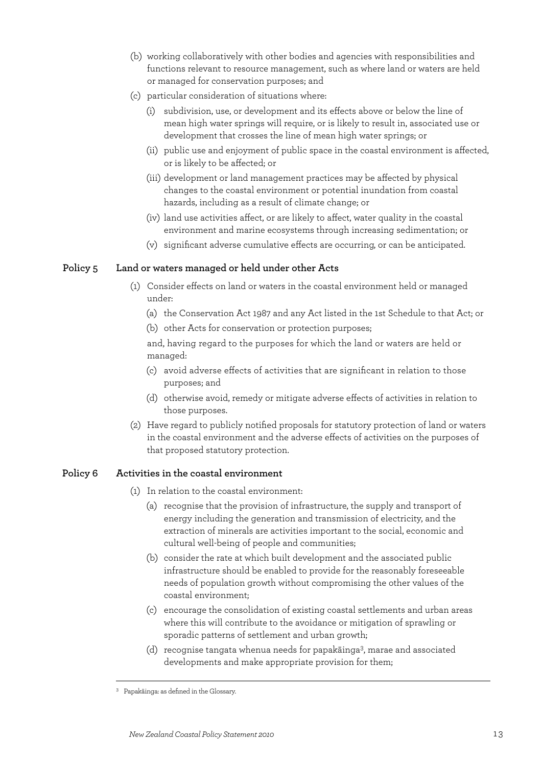(b) working collaboratively with other bodies and agencies with responsibilities and functions relevant to resource management, such as where land or waters are held or managed for conservation purposes; and

(c) particular consideration of situations where:

   (i) subdivision, use, or development and its effects above or below the line of mean high water springs will require, or is likely to result in, associated use or development that crosses the line of mean high water springs; or

   (ii) public use and enjoyment of public space in the coastal environment is affected, or is likely to be affected; or

   (iii) development or land management practices may be affected by physical changes to the coastal environment or potential inundation from coastal hazards, including as a result of climate change; or

   (iv) land use activities affect, or are likely to affect, water quality in the coastal environment and marine ecosystems through increasing sedimentation; or

   (v) significant adverse cumulative effects are occurring, or can be anticipated.

### Policy 5 Land or waters managed or held under other Acts

(1) Consider effects on land or waters in the coastal environment held or managed under:

   (a) the Conservation Act 1987 and any Act listed in the 1st Schedule to that Act; or

   (b) other Acts for conservation or protection purposes;

   and, having regard to the purposes for which the land or waters are held or managed:

   (c) avoid adverse effects of activities that are significant in relation to those purposes; and

   (d) otherwise avoid, remedy or mitigate adverse effects of activities in relation to those purposes.

(2) Have regard to publicly notified proposals for statutory protection of land or waters in the coastal environment and the adverse effects of activities on the purposes of that proposed statutory protection.

### Policy 6 Activities in the coastal environment

(1) In relation to the coastal environment:

   (a) recognise that the provision of infrastructure, the supply and transport of energy including the generation and transmission of electricity, and the extraction of minerals are activities important to the social, economic and cultural well-being of people and communities;

   (b) consider the rate at which built development and the associated public infrastructure should be enabled to provide for the reasonably foreseeable needs of population growth without compromising the other values of the coastal environment;

   (c) encourage the consolidation of existing coastal settlements and urban areas where this will contribute to the avoidance or mitigation of sprawling or sporadic patterns of settlement and urban growth;

   (d) recognise tangata whenua needs for papakāinga[3], marae and associated developments and make appropriate provision for them;

---

[3] Papakāinga: as defined in the Glossary.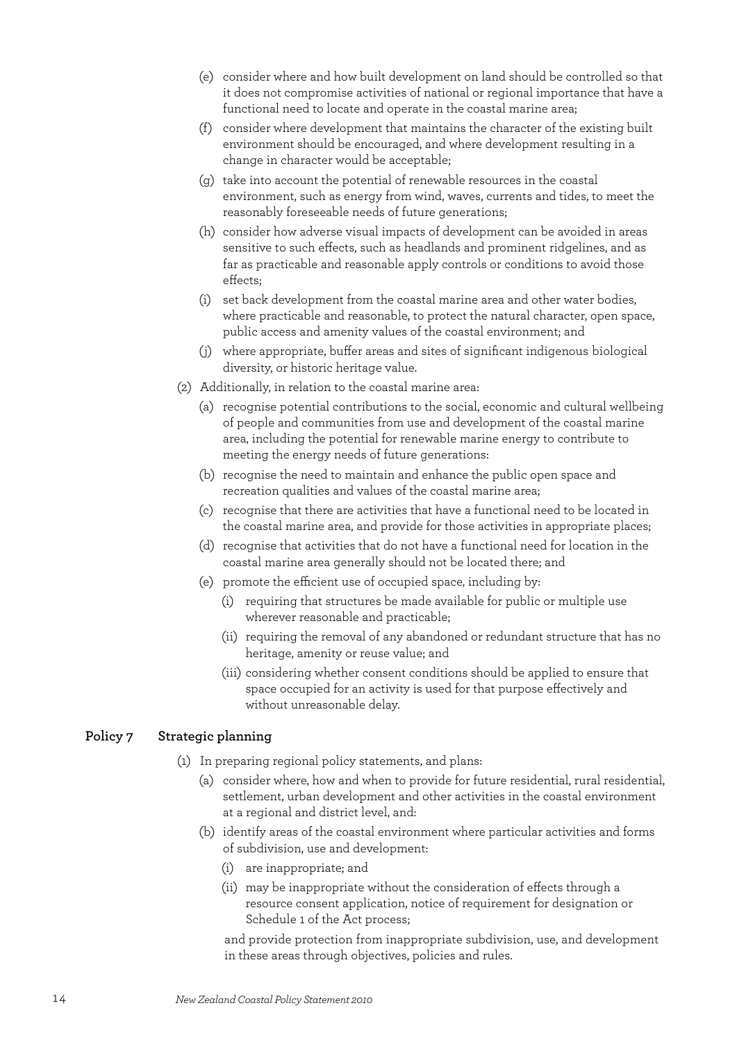(e) consider where and how built development on land should be controlled so that it does not compromise activities of national or regional importance that have a functional need to locate and operate in the coastal marine area;

(f) consider where development that maintains the character of the existing built environment should be encouraged, and where development resulting in a change in character would be acceptable;

(g) take into account the potential of renewable resources in the coastal environment, such as energy from wind, waves, currents and tides, to meet the reasonably foreseeable needs of future generations;

(h) consider how adverse visual impacts of development can be avoided in areas sensitive to such effects, such as headlands and prominent ridgelines, and as far as practicable and reasonable apply controls or conditions to avoid those effects;

(i) set back development from the coastal marine area and other water bodies, where practicable and reasonable, to protect the natural character, open space, public access and amenity values of the coastal environment; and

(j) where appropriate, buffer areas and sites of significant indigenous biological diversity, or historic heritage value.

(2) Additionally, in relation to the coastal marine area:

(a) recognise potential contributions to the social, economic and cultural wellbeing of people and communities from use and development of the coastal marine area, including the potential for renewable marine energy to contribute to meeting the energy needs of future generations:

(b) recognise the need to maintain and enhance the public open space and recreation qualities and values of the coastal marine area;

(c) recognise that there are activities that have a functional need to be located in the coastal marine area, and provide for those activities in appropriate places;

(d) recognise that activities that do not have a functional need for location in the coastal marine area generally should not be located there; and

(e) promote the efficient use of occupied space, including by:

(i) requiring that structures be made available for public or multiple use wherever reasonable and practicable;

(ii) requiring the removal of any abandoned or redundant structure that has no heritage, amenity or reuse value; and

(iii) considering whether consent conditions should be applied to ensure that space occupied for an activity is used for that purpose effectively and without unreasonable delay.

## Policy 7 Strategic planning

(1) In preparing regional policy statements, and plans:

(a) consider where, how and when to provide for future residential, rural residential, settlement, urban development and other activities in the coastal environment at a regional and district level, and:

(b) identify areas of the coastal environment where particular activities and forms of subdivision, use and development:

(i) are inappropriate; and

(ii) may be inappropriate without the consideration of effects through a resource consent application, notice of requirement for designation or Schedule 1 of the Act process;

and provide protection from inappropriate subdivision, use, and development in these areas through objectives, policies and rules.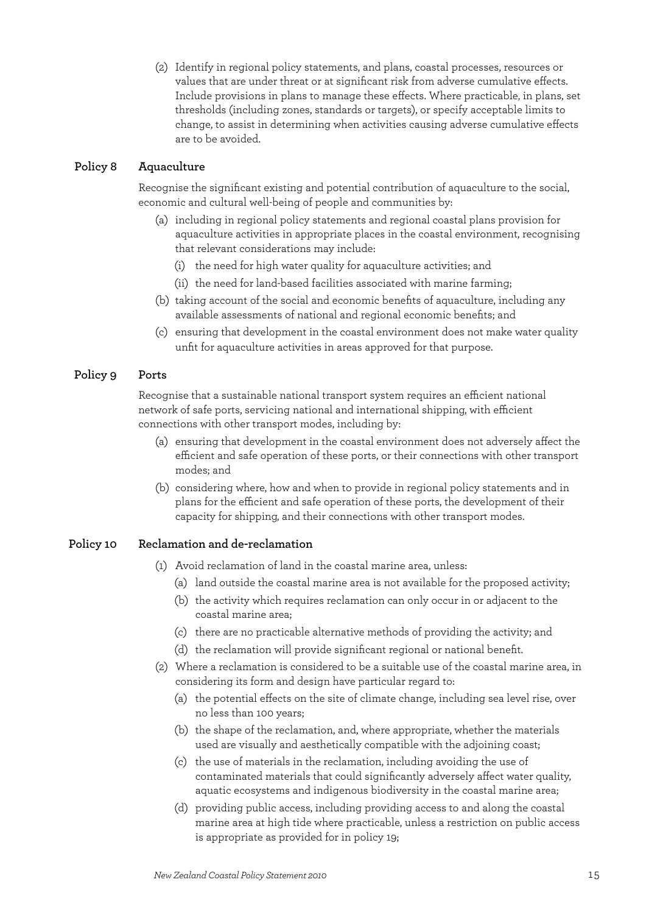(2) Identify in regional policy statements, and plans, coastal processes, resources or values that are under threat or at significant risk from adverse cumulative effects. Include provisions in plans to manage these effects. Where practicable, in plans, set thresholds (including zones, standards or targets), or specify acceptable limits to change, to assist in determining when activities causing adverse cumulative effects are to be avoided.

### Policy 8 Aquaculture

Recognise the significant existing and potential contribution of aquaculture to the social, economic and cultural well-being of people and communities by:

(a) including in regional policy statements and regional coastal plans provision for aquaculture activities in appropriate places in the coastal environment, recognising that relevant considerations may include:

 (i) the need for high water quality for aquaculture activities; and

 (ii) the need for land-based facilities associated with marine farming;

(b) taking account of the social and economic benefits of aquaculture, including any available assessments of national and regional economic benefits; and

(c) ensuring that development in the coastal environment does not make water quality unfit for aquaculture activities in areas approved for that purpose.

### Policy 9 Ports

Recognise that a sustainable national transport system requires an efficient national network of safe ports, servicing national and international shipping, with efficient connections with other transport modes, including by:

(a) ensuring that development in the coastal environment does not adversely affect the efficient and safe operation of these ports, or their connections with other transport modes; and

(b) considering where, how and when to provide in regional policy statements and in plans for the efficient and safe operation of these ports, the development of their capacity for shipping, and their connections with other transport modes.

### Policy 10 Reclamation and de-reclamation

(1) Avoid reclamation of land in the coastal marine area, unless:

 (a) land outside the coastal marine area is not available for the proposed activity;

 (b) the activity which requires reclamation can only occur in or adjacent to the coastal marine area;

 (c) there are no practicable alternative methods of providing the activity; and

 (d) the reclamation will provide significant regional or national benefit.

(2) Where a reclamation is considered to be a suitable use of the coastal marine area, in considering its form and design have particular regard to:

 (a) the potential effects on the site of climate change, including sea level rise, over no less than 100 years;

 (b) the shape of the reclamation, and, where appropriate, whether the materials used are visually and aesthetically compatible with the adjoining coast;

 (c) the use of materials in the reclamation, including avoiding the use of contaminated materials that could significantly adversely affect water quality, aquatic ecosystems and indigenous biodiversity in the coastal marine area;

 (d) providing public access, including providing access to and along the coastal marine area at high tide where practicable, unless a restriction on public access is appropriate as provided for in policy 19;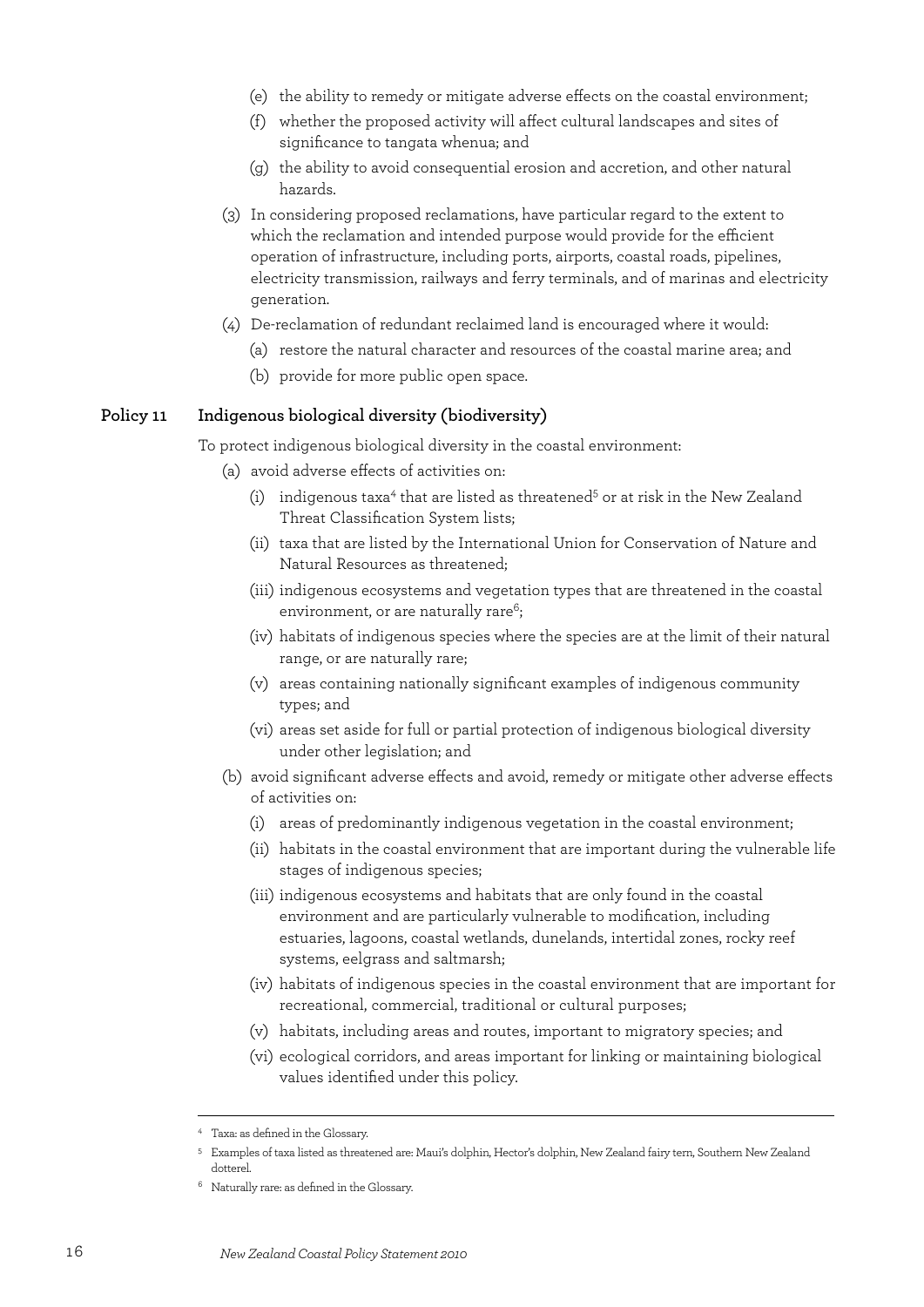(e) the ability to remedy or mitigate adverse effects on the coastal environment;

(f) whether the proposed activity will affect cultural landscapes and sites of significance to tangata whenua; and

(g) the ability to avoid consequential erosion and accretion, and other natural hazards.

(3) In considering proposed reclamations, have particular regard to the extent to which the reclamation and intended purpose would provide for the efficient operation of infrastructure, including ports, airports, coastal roads, pipelines, electricity transmission, railways and ferry terminals, and of marinas and electricity generation.

(4) De-reclamation of redundant reclaimed land is encouraged where it would:

(a) restore the natural character and resources of the coastal marine area; and

(b) provide for more public open space.

## Policy 11 Indigenous biological diversity (biodiversity)

To protect indigenous biological diversity in the coastal environment:

(a) avoid adverse effects of activities on:

(i) indigenous taxa[4] that are listed as threatened[5] or at risk in the New Zealand Threat Classification System lists;

(ii) taxa that are listed by the International Union for Conservation of Nature and Natural Resources as threatened;

(iii) indigenous ecosystems and vegetation types that are threatened in the coastal environment, or are naturally rare[6];

(iv) habitats of indigenous species where the species are at the limit of their natural range, or are naturally rare;

(v) areas containing nationally significant examples of indigenous community types; and

(vi) areas set aside for full or partial protection of indigenous biological diversity under other legislation; and

(b) avoid significant adverse effects and avoid, remedy or mitigate other adverse effects of activities on:

(i) areas of predominantly indigenous vegetation in the coastal environment;

(ii) habitats in the coastal environment that are important during the vulnerable life stages of indigenous species;

(iii) indigenous ecosystems and habitats that are only found in the coastal environment and are particularly vulnerable to modification, including estuaries, lagoons, coastal wetlands, dunelands, intertidal zones, rocky reef systems, eelgrass and saltmarsh;

(iv) habitats of indigenous species in the coastal environment that are important for recreational, commercial, traditional or cultural purposes;

(v) habitats, including areas and routes, important to migratory species; and

(vi) ecological corridors, and areas important for linking or maintaining biological values identified under this policy.

---

[4] Taxa: as defined in the Glossary.

[5] Examples of taxa listed as threatened are: Maui's dolphin, Hector's dolphin, New Zealand fairy tern, Southern New Zealand dotterel.

[6] Naturally rare: as defined in the Glossary.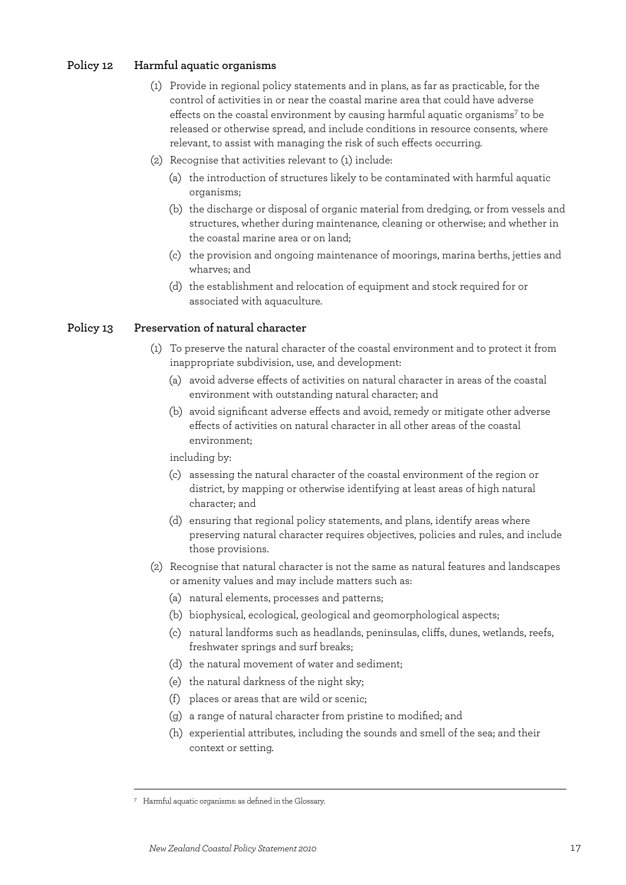## Policy 12 Harmful aquatic organisms

(1) Provide in regional policy statements and in plans, as far as practicable, for the control of activities in or near the coastal marine area that could have adverse effects on the coastal environment by causing harmful aquatic organisms[7] to be released or otherwise spread, and include conditions in resource consents, where relevant, to assist with managing the risk of such effects occurring.

(2) Recognise that activities relevant to (1) include:

(a) the introduction of structures likely to be contaminated with harmful aquatic organisms;

(b) the discharge or disposal of organic material from dredging, or from vessels and structures, whether during maintenance, cleaning or otherwise; and whether in the coastal marine area or on land;

(c) the provision and ongoing maintenance of moorings, marina berths, jetties and wharves; and

(d) the establishment and relocation of equipment and stock required for or associated with aquaculture.

## Policy 13 Preservation of natural character

(1) To preserve the natural character of the coastal environment and to protect it from inappropriate subdivision, use, and development:

(a) avoid adverse effects of activities on natural character in areas of the coastal environment with outstanding natural character; and

(b) avoid significant adverse effects and avoid, remedy or mitigate other adverse effects of activities on natural character in all other areas of the coastal environment;

including by:

(c) assessing the natural character of the coastal environment of the region or district, by mapping or otherwise identifying at least areas of high natural character; and

(d) ensuring that regional policy statements, and plans, identify areas where preserving natural character requires objectives, policies and rules, and include those provisions.

(2) Recognise that natural character is not the same as natural features and landscapes or amenity values and may include matters such as:

(a) natural elements, processes and patterns;

(b) biophysical, ecological, geological and geomorphological aspects;

(c) natural landforms such as headlands, peninsulas, cliffs, dunes, wetlands, reefs, freshwater springs and surf breaks;

(d) the natural movement of water and sediment;

(e) the natural darkness of the night sky;

(f) places or areas that are wild or scenic;

(g) a range of natural character from pristine to modified; and

(h) experiential attributes, including the sounds and smell of the sea; and their context or setting.

---

[7] Harmful aquatic organisms: as defined in the Glossary.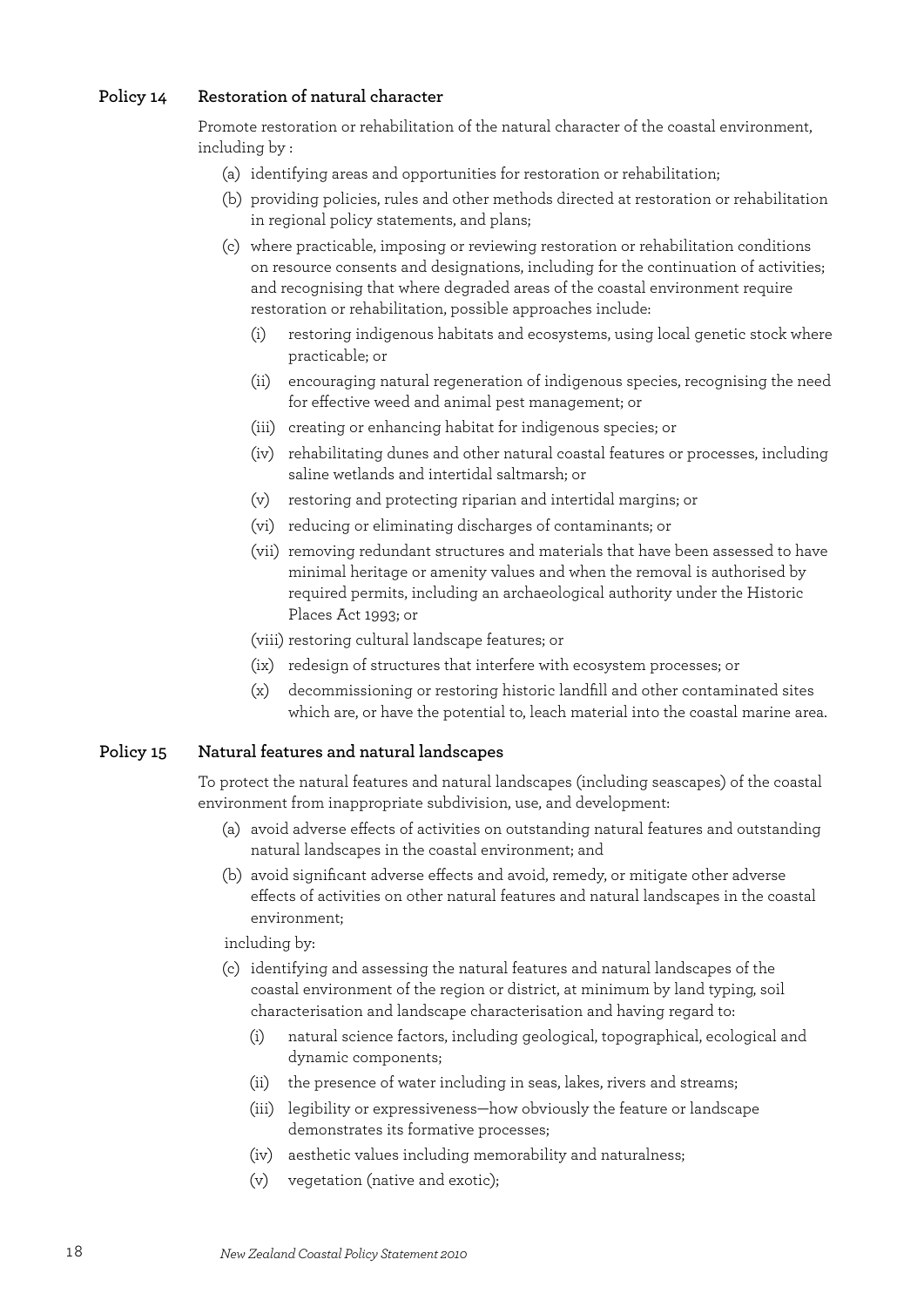### Policy 14 Restoration of natural character

Promote restoration or rehabilitation of the natural character of the coastal environment, including by :

(a) identifying areas and opportunities for restoration or rehabilitation;

(b) providing policies, rules and other methods directed at restoration or rehabilitation in regional policy statements, and plans;

(c) where practicable, imposing or reviewing restoration or rehabilitation conditions on resource consents and designations, including for the continuation of activities; and recognising that where degraded areas of the coastal environment require restoration or rehabilitation, possible approaches include:

  (i) restoring indigenous habitats and ecosystems, using local genetic stock where practicable; or

  (ii) encouraging natural regeneration of indigenous species, recognising the need for effective weed and animal pest management; or

  (iii) creating or enhancing habitat for indigenous species; or

  (iv) rehabilitating dunes and other natural coastal features or processes, including saline wetlands and intertidal saltmarsh; or

  (v) restoring and protecting riparian and intertidal margins; or

  (vi) reducing or eliminating discharges of contaminants; or

  (vii) removing redundant structures and materials that have been assessed to have minimal heritage or amenity values and when the removal is authorised by required permits, including an archaeological authority under the Historic Places Act 1993; or

  (viii) restoring cultural landscape features; or

  (ix) redesign of structures that interfere with ecosystem processes; or

  (x) decommissioning or restoring historic landfill and other contaminated sites which are, or have the potential to, leach material into the coastal marine area.

### Policy 15 Natural features and natural landscapes

To protect the natural features and natural landscapes (including seascapes) of the coastal environment from inappropriate subdivision, use, and development:

(a) avoid adverse effects of activities on outstanding natural features and outstanding natural landscapes in the coastal environment; and

(b) avoid significant adverse effects and avoid, remedy, or mitigate other adverse effects of activities on other natural features and natural landscapes in the coastal environment;

including by:

(c) identifying and assessing the natural features and natural landscapes of the coastal environment of the region or district, at minimum by land typing, soil characterisation and landscape characterisation and having regard to:

  (i) natural science factors, including geological, topographical, ecological and dynamic components;

  (ii) the presence of water including in seas, lakes, rivers and streams;

  (iii) legibility or expressiveness—how obviously the feature or landscape demonstrates its formative processes;

  (iv) aesthetic values including memorability and naturalness;

  (v) vegetation (native and exotic);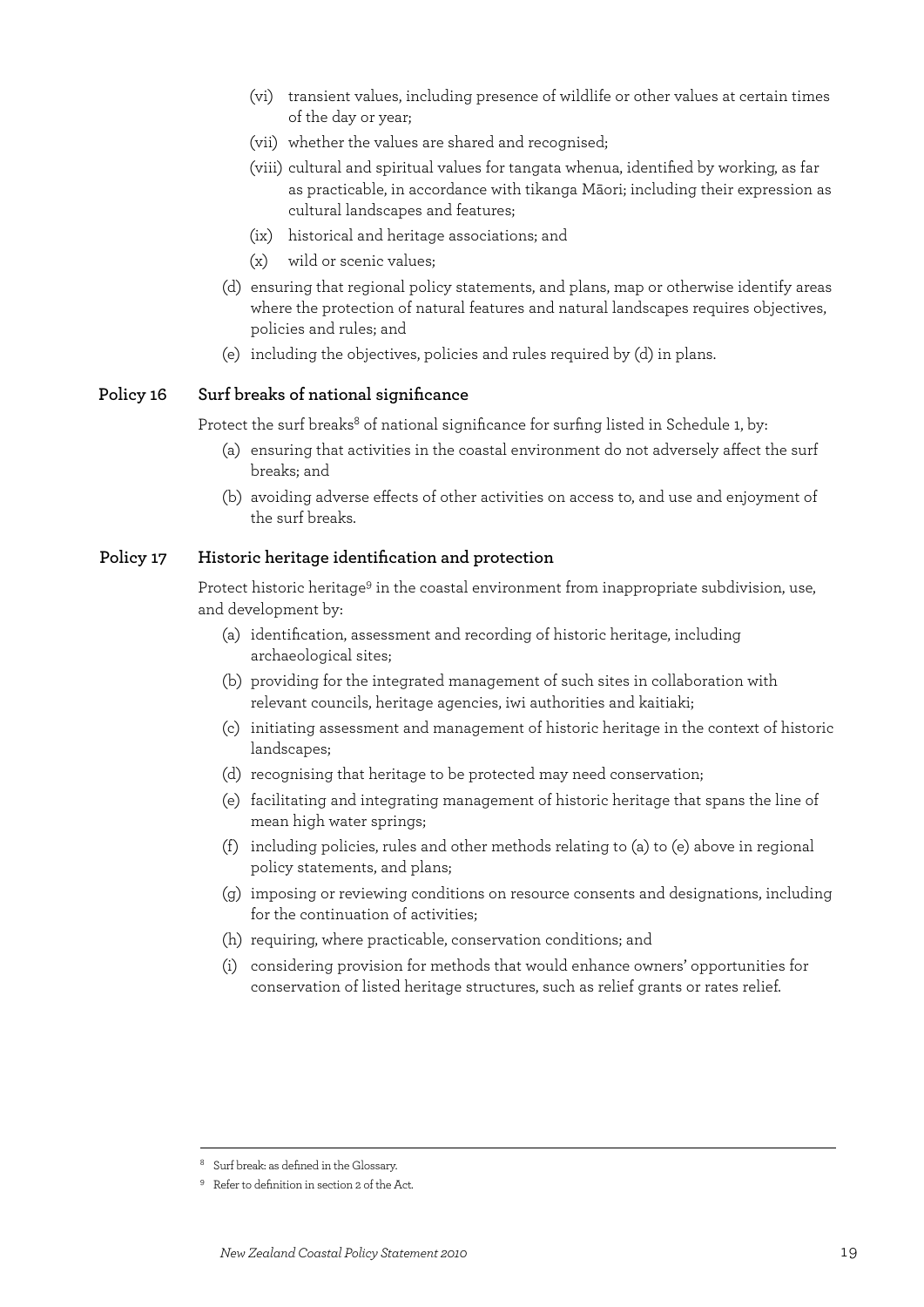- (vi) transient values, including presence of wildlife or other values at certain times of the day or year;
- (vii) whether the values are shared and recognised;
- (viii) cultural and spiritual values for tangata whenua, identified by working, as far as practicable, in accordance with tikanga Māori; including their expression as cultural landscapes and features;
- (ix) historical and heritage associations; and
- (x) wild or scenic values;

(d) ensuring that regional policy statements, and plans, map or otherwise identify areas where the protection of natural features and natural landscapes requires objectives, policies and rules; and

(e) including the objectives, policies and rules required by (d) in plans.

## Policy 16 Surf breaks of national significance

Protect the surf breaks[8] of national significance for surfing listed in Schedule 1, by:

(a) ensuring that activities in the coastal environment do not adversely affect the surf breaks; and

(b) avoiding adverse effects of other activities on access to, and use and enjoyment of the surf breaks.

## Policy 17 Historic heritage identification and protection

Protect historic heritage[9] in the coastal environment from inappropriate subdivision, use, and development by:

(a) identification, assessment and recording of historic heritage, including archaeological sites;

(b) providing for the integrated management of such sites in collaboration with relevant councils, heritage agencies, iwi authorities and kaitiaki;

(c) initiating assessment and management of historic heritage in the context of historic landscapes;

(d) recognising that heritage to be protected may need conservation;

(e) facilitating and integrating management of historic heritage that spans the line of mean high water springs;

(f) including policies, rules and other methods relating to (a) to (e) above in regional policy statements, and plans;

(g) imposing or reviewing conditions on resource consents and designations, including for the continuation of activities;

(h) requiring, where practicable, conservation conditions; and

(i) considering provision for methods that would enhance owners' opportunities for conservation of listed heritage structures, such as relief grants or rates relief.

---

[8] Surf break: as defined in the Glossary.

[9] Refer to definition in section 2 of the Act.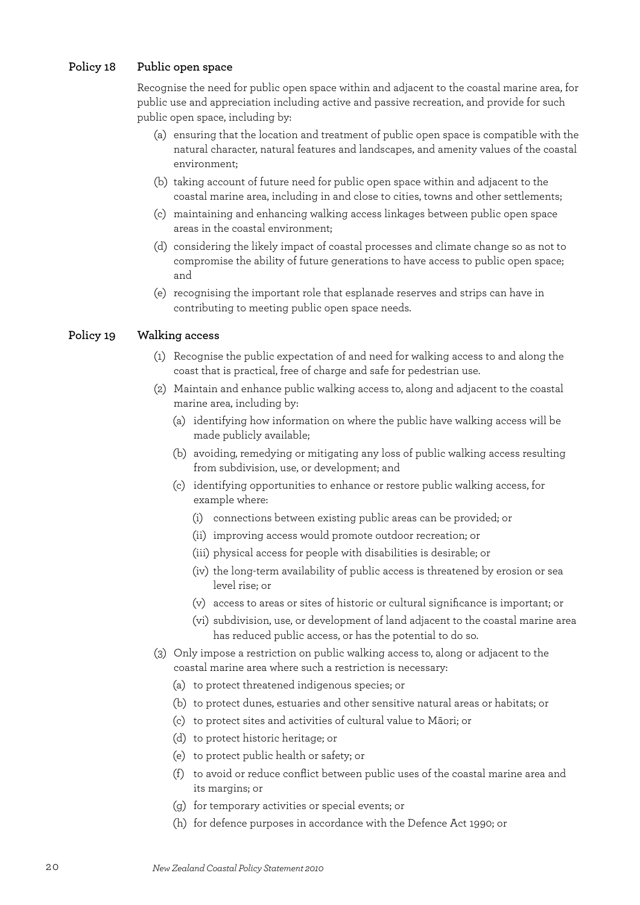## Policy 18 Public open space

Recognise the need for public open space within and adjacent to the coastal marine area, for public use and appreciation including active and passive recreation, and provide for such public open space, including by:

(a) ensuring that the location and treatment of public open space is compatible with the natural character, natural features and landscapes, and amenity values of the coastal environment;

(b) taking account of future need for public open space within and adjacent to the coastal marine area, including in and close to cities, towns and other settlements;

(c) maintaining and enhancing walking access linkages between public open space areas in the coastal environment;

(d) considering the likely impact of coastal processes and climate change so as not to compromise the ability of future generations to have access to public open space; and

(e) recognising the important role that esplanade reserves and strips can have in contributing to meeting public open space needs.

## Policy 19 Walking access

(1) Recognise the public expectation of and need for walking access to and along the coast that is practical, free of charge and safe for pedestrian use.

(2) Maintain and enhance public walking access to, along and adjacent to the coastal marine area, including by:

  (a) identifying how information on where the public have walking access will be made publicly available;

  (b) avoiding, remedying or mitigating any loss of public walking access resulting from subdivision, use, or development; and

  (c) identifying opportunities to enhance or restore public walking access, for example where:

    (i) connections between existing public areas can be provided; or

    (ii) improving access would promote outdoor recreation; or

    (iii) physical access for people with disabilities is desirable; or

    (iv) the long-term availability of public access is threatened by erosion or sea level rise; or

    (v) access to areas or sites of historic or cultural significance is important; or

    (vi) subdivision, use, or development of land adjacent to the coastal marine area has reduced public access, or has the potential to do so.

(3) Only impose a restriction on public walking access to, along or adjacent to the coastal marine area where such a restriction is necessary:

  (a) to protect threatened indigenous species; or

  (b) to protect dunes, estuaries and other sensitive natural areas or habitats; or

  (c) to protect sites and activities of cultural value to Māori; or

  (d) to protect historic heritage; or

  (e) to protect public health or safety; or

  (f) to avoid or reduce conflict between public uses of the coastal marine area and its margins; or

  (g) for temporary activities or special events; or

  (h) for defence purposes in accordance with the Defence Act 1990; or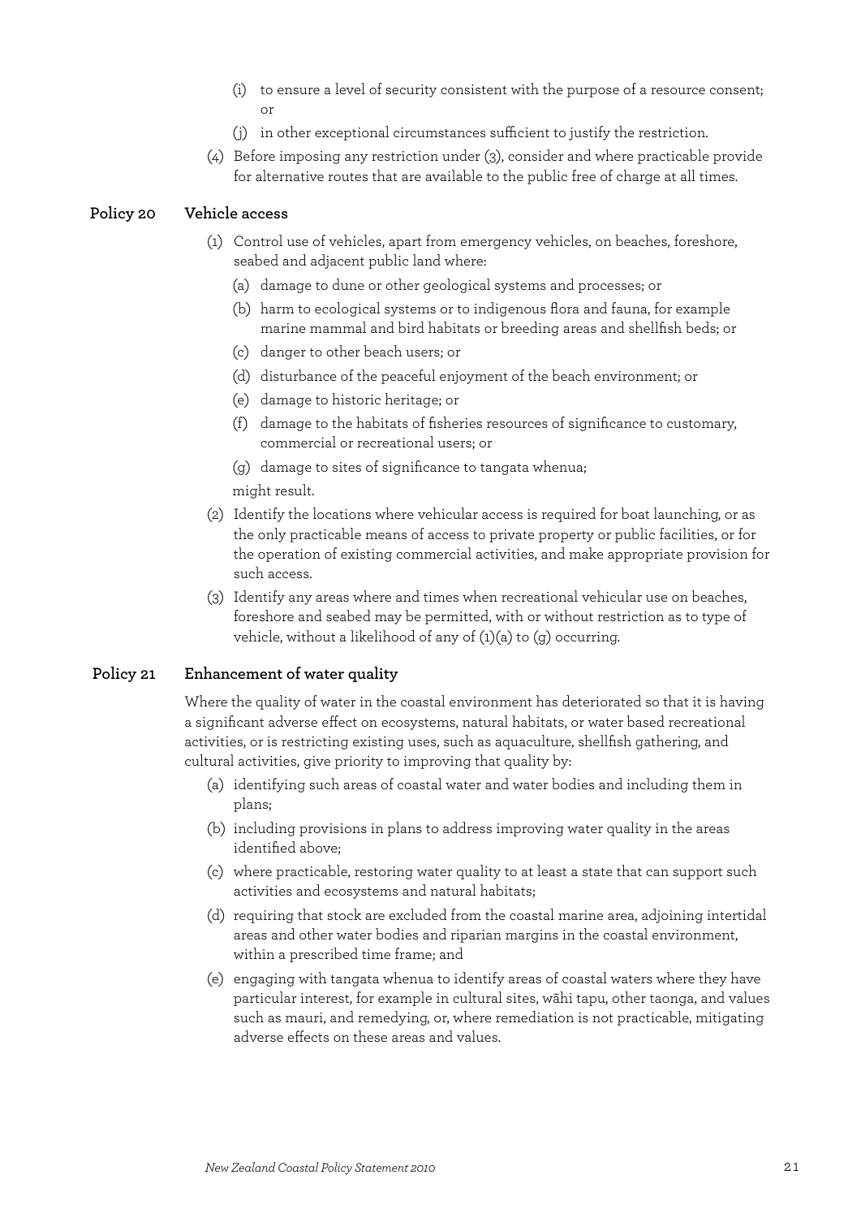(i) to ensure a level of security consistent with the purpose of a resource consent; or

(j) in other exceptional circumstances sufficient to justify the restriction.

(4) Before imposing any restriction under (3), consider and where practicable provide for alternative routes that are available to the public free of charge at all times.

## Policy 20 Vehicle access

(1) Control use of vehicles, apart from emergency vehicles, on beaches, foreshore, seabed and adjacent public land where:

(a) damage to dune or other geological systems and processes; or

(b) harm to ecological systems or to indigenous flora and fauna, for example marine mammal and bird habitats or breeding areas and shellfish beds; or

(c) danger to other beach users; or

(d) disturbance of the peaceful enjoyment of the beach environment; or

(e) damage to historic heritage; or

(f) damage to the habitats of fisheries resources of significance to customary, commercial or recreational users; or

(g) damage to sites of significance to tangata whenua;

might result.

(2) Identify the locations where vehicular access is required for boat launching, or as the only practicable means of access to private property or public facilities, or for the operation of existing commercial activities, and make appropriate provision for such access.

(3) Identify any areas where and times when recreational vehicular use on beaches, foreshore and seabed may be permitted, with or without restriction as to type of vehicle, without a likelihood of any of (1)(a) to (g) occurring.

## Policy 21 Enhancement of water quality

Where the quality of water in the coastal environment has deteriorated so that it is having a significant adverse effect on ecosystems, natural habitats, or water based recreational activities, or is restricting existing uses, such as aquaculture, shellfish gathering, and cultural activities, give priority to improving that quality by:

(a) identifying such areas of coastal water and water bodies and including them in plans;

(b) including provisions in plans to address improving water quality in the areas identified above;

(c) where practicable, restoring water quality to at least a state that can support such activities and ecosystems and natural habitats;

(d) requiring that stock are excluded from the coastal marine area, adjoining intertidal areas and other water bodies and riparian margins in the coastal environment, within a prescribed time frame; and

(e) engaging with tangata whenua to identify areas of coastal waters where they have particular interest, for example in cultural sites, wāhi tapu, other taonga, and values such as mauri, and remedying, or, where remediation is not practicable, mitigating adverse effects on these areas and values.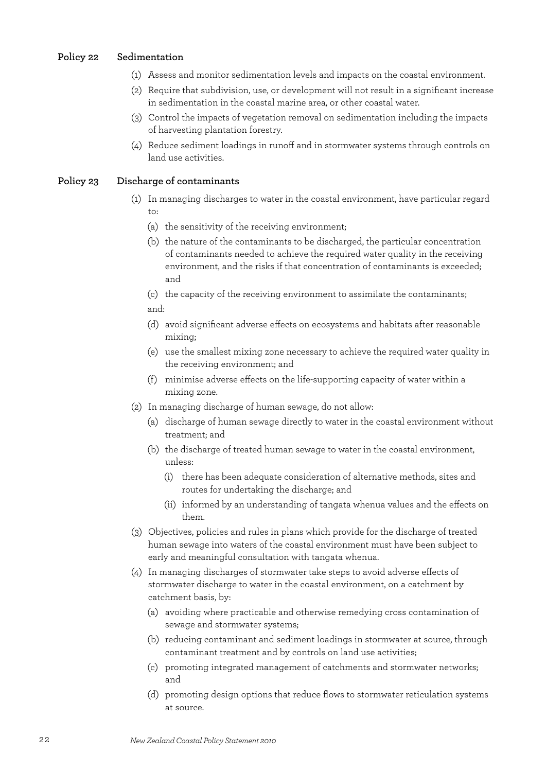## Policy 22 Sedimentation

(1) Assess and monitor sedimentation levels and impacts on the coastal environment.

(2) Require that subdivision, use, or development will not result in a significant increase in sedimentation in the coastal marine area, or other coastal water.

(3) Control the impacts of vegetation removal on sedimentation including the impacts of harvesting plantation forestry.

(4) Reduce sediment loadings in runoff and in stormwater systems through controls on land use activities.

## Policy 23 Discharge of contaminants

(1) In managing discharges to water in the coastal environment, have particular regard to:

- (a) the sensitivity of the receiving environment;
- (b) the nature of the contaminants to be discharged, the particular concentration of contaminants needed to achieve the required water quality in the receiving environment, and the risks if that concentration of contaminants is exceeded; and
- (c) the capacity of the receiving environment to assimilate the contaminants;

and:

- (d) avoid significant adverse effects on ecosystems and habitats after reasonable mixing;
- (e) use the smallest mixing zone necessary to achieve the required water quality in the receiving environment; and
- (f) minimise adverse effects on the life-supporting capacity of water within a mixing zone.

(2) In managing discharge of human sewage, do not allow:

- (a) discharge of human sewage directly to water in the coastal environment without treatment; and
- (b) the discharge of treated human sewage to water in the coastal environment, unless:
  - (i) there has been adequate consideration of alternative methods, sites and routes for undertaking the discharge; and
  - (ii) informed by an understanding of tangata whenua values and the effects on them.

(3) Objectives, policies and rules in plans which provide for the discharge of treated human sewage into waters of the coastal environment must have been subject to early and meaningful consultation with tangata whenua.

(4) In managing discharges of stormwater take steps to avoid adverse effects of stormwater discharge to water in the coastal environment, on a catchment by catchment basis, by:

- (a) avoiding where practicable and otherwise remedying cross contamination of sewage and stormwater systems;
- (b) reducing contaminant and sediment loadings in stormwater at source, through contaminant treatment and by controls on land use activities;
- (c) promoting integrated management of catchments and stormwater networks; and
- (d) promoting design options that reduce flows to stormwater reticulation systems at source.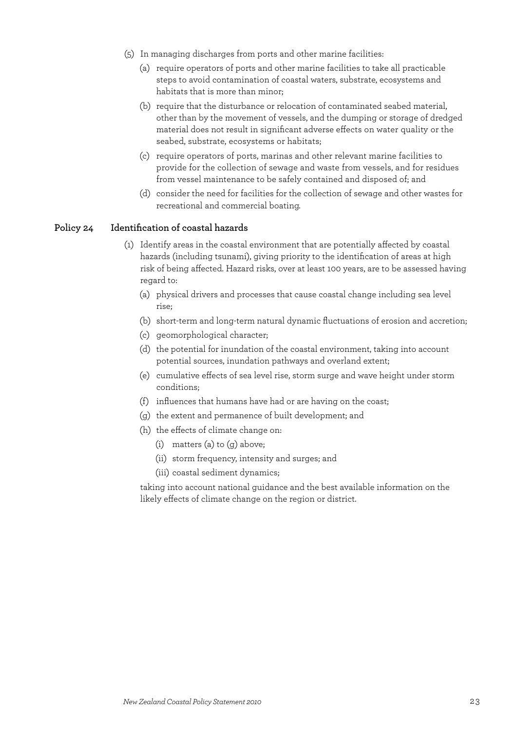(5) In managing discharges from ports and other marine facilities:

   (a) require operators of ports and other marine facilities to take all practicable steps to avoid contamination of coastal waters, substrate, ecosystems and habitats that is more than minor;

   (b) require that the disturbance or relocation of contaminated seabed material, other than by the movement of vessels, and the dumping or storage of dredged material does not result in significant adverse effects on water quality or the seabed, substrate, ecosystems or habitats;

   (c) require operators of ports, marinas and other relevant marine facilities to provide for the collection of sewage and waste from vessels, and for residues from vessel maintenance to be safely contained and disposed of; and

   (d) consider the need for facilities for the collection of sewage and other wastes for recreational and commercial boating.

### Policy 24 Identification of coastal hazards

(1) Identify areas in the coastal environment that are potentially affected by coastal hazards (including tsunami), giving priority to the identification of areas at high risk of being affected. Hazard risks, over at least 100 years, are to be assessed having regard to:

   (a) physical drivers and processes that cause coastal change including sea level rise;

   (b) short-term and long-term natural dynamic fluctuations of erosion and accretion;

   (c) geomorphological character;

   (d) the potential for inundation of the coastal environment, taking into account potential sources, inundation pathways and overland extent;

   (e) cumulative effects of sea level rise, storm surge and wave height under storm conditions;

   (f) influences that humans have had or are having on the coast;

   (g) the extent and permanence of built development; and

   (h) the effects of climate change on:

      (i) matters (a) to (g) above;

      (ii) storm frequency, intensity and surges; and

      (iii) coastal sediment dynamics;

   taking into account national guidance and the best available information on the likely effects of climate change on the region or district.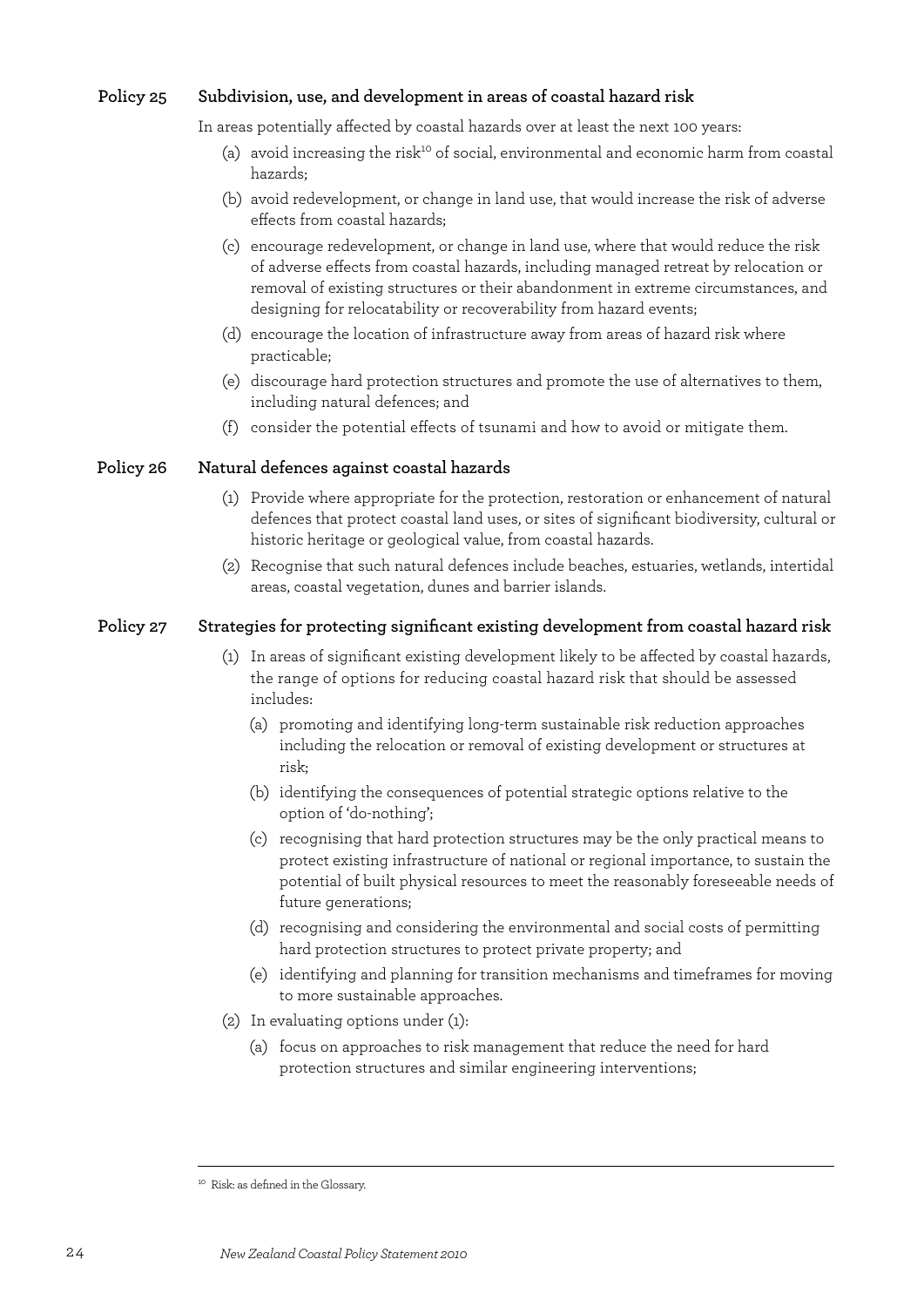## Policy 25 Subdivision, use, and development in areas of coastal hazard risk

In areas potentially affected by coastal hazards over at least the next 100 years:

(a) avoid increasing the risk[10] of social, environmental and economic harm from coastal hazards;

(b) avoid redevelopment, or change in land use, that would increase the risk of adverse effects from coastal hazards;

(c) encourage redevelopment, or change in land use, where that would reduce the risk of adverse effects from coastal hazards, including managed retreat by relocation or removal of existing structures or their abandonment in extreme circumstances, and designing for relocatability or recoverability from hazard events;

(d) encourage the location of infrastructure away from areas of hazard risk where practicable;

(e) discourage hard protection structures and promote the use of alternatives to them, including natural defences; and

(f) consider the potential effects of tsunami and how to avoid or mitigate them.

## Policy 26 Natural defences against coastal hazards

(1) Provide where appropriate for the protection, restoration or enhancement of natural defences that protect coastal land uses, or sites of significant biodiversity, cultural or historic heritage or geological value, from coastal hazards.

(2) Recognise that such natural defences include beaches, estuaries, wetlands, intertidal areas, coastal vegetation, dunes and barrier islands.

## Policy 27 Strategies for protecting significant existing development from coastal hazard risk

(1) In areas of significant existing development likely to be affected by coastal hazards, the range of options for reducing coastal hazard risk that should be assessed includes:

  (a) promoting and identifying long-term sustainable risk reduction approaches including the relocation or removal of existing development or structures at risk;

  (b) identifying the consequences of potential strategic options relative to the option of 'do-nothing';

  (c) recognising that hard protection structures may be the only practical means to protect existing infrastructure of national or regional importance, to sustain the potential of built physical resources to meet the reasonably foreseeable needs of future generations;

  (d) recognising and considering the environmental and social costs of permitting hard protection structures to protect private property; and

  (e) identifying and planning for transition mechanisms and timeframes for moving to more sustainable approaches.

(2) In evaluating options under (1):

  (a) focus on approaches to risk management that reduce the need for hard protection structures and similar engineering interventions;

---

[10] Risk: as defined in the Glossary.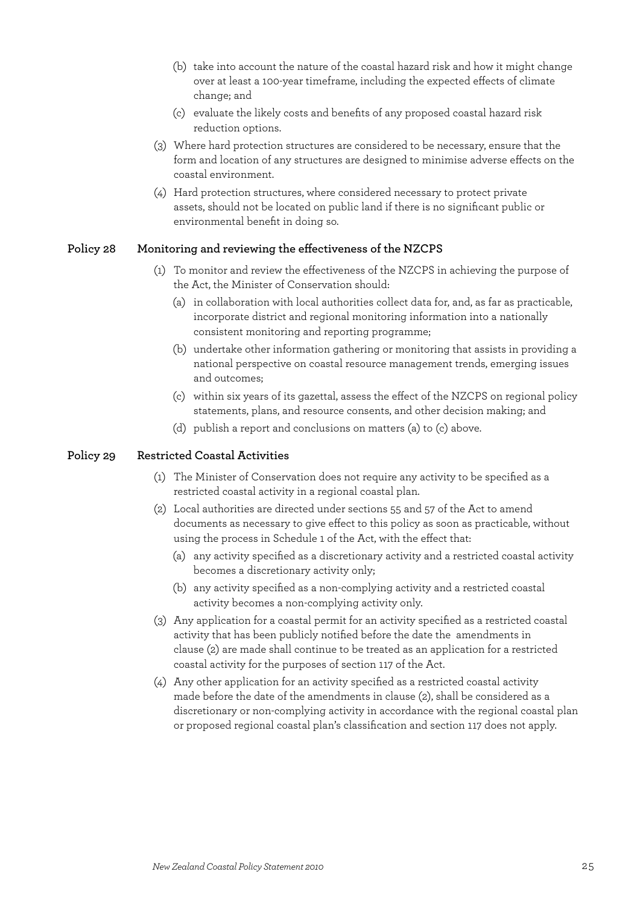(b) take into account the nature of the coastal hazard risk and how it might change over at least a 100-year timeframe, including the expected effects of climate change; and

(c) evaluate the likely costs and benefits of any proposed coastal hazard risk reduction options.

(3) Where hard protection structures are considered to be necessary, ensure that the form and location of any structures are designed to minimise adverse effects on the coastal environment.

(4) Hard protection structures, where considered necessary to protect private assets, should not be located on public land if there is no significant public or environmental benefit in doing so.

## Policy 28 Monitoring and reviewing the effectiveness of the NZCPS

(1) To monitor and review the effectiveness of the NZCPS in achieving the purpose of the Act, the Minister of Conservation should:

(a) in collaboration with local authorities collect data for, and, as far as practicable, incorporate district and regional monitoring information into a nationally consistent monitoring and reporting programme;

(b) undertake other information gathering or monitoring that assists in providing a national perspective on coastal resource management trends, emerging issues and outcomes;

(c) within six years of its gazettal, assess the effect of the NZCPS on regional policy statements, plans, and resource consents, and other decision making; and

(d) publish a report and conclusions on matters (a) to (c) above.

## Policy 29 Restricted Coastal Activities

(1) The Minister of Conservation does not require any activity to be specified as a restricted coastal activity in a regional coastal plan.

(2) Local authorities are directed under sections 55 and 57 of the Act to amend documents as necessary to give effect to this policy as soon as practicable, without using the process in Schedule 1 of the Act, with the effect that:

(a) any activity specified as a discretionary activity and a restricted coastal activity becomes a discretionary activity only;

(b) any activity specified as a non-complying activity and a restricted coastal activity becomes a non-complying activity only.

(3) Any application for a coastal permit for an activity specified as a restricted coastal activity that has been publicly notified before the date the amendments in clause (2) are made shall continue to be treated as an application for a restricted coastal activity for the purposes of section 117 of the Act.

(4) Any other application for an activity specified as a restricted coastal activity made before the date of the amendments in clause (2), shall be considered as a discretionary or non-complying activity in accordance with the regional coastal plan or proposed regional coastal plan's classification and section 117 does not apply.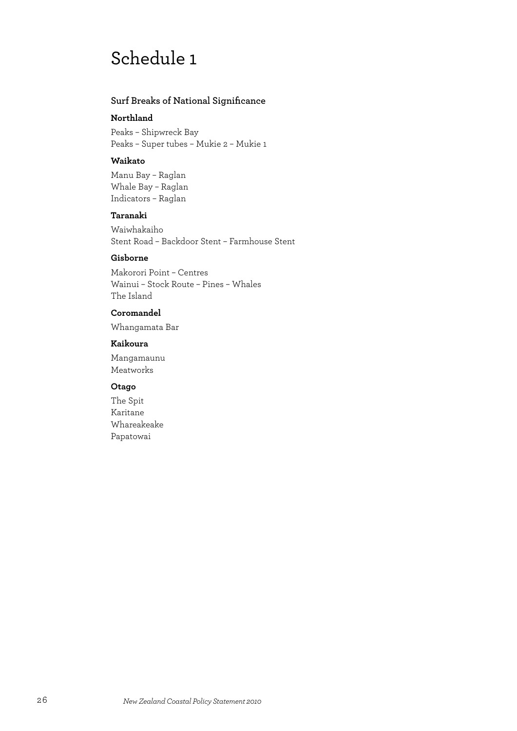# Schedule 1

### Surf Breaks of National Significance

**Northland**

Peaks – Shipwreck Bay
Peaks – Super tubes – Mukie 2 – Mukie 1

**Waikato**

Manu Bay – Raglan
Whale Bay – Raglan
Indicators – Raglan

**Taranaki**

Waiwhakaiho
Stent Road – Backdoor Stent – Farmhouse Stent

**Gisborne**

Makorori Point – Centres
Wainui – Stock Route – Pines – Whales
The Island

**Coromandel**

Whangamata Bar

**Kaikoura**

Mangamaunu
Meatworks

**Otago**

The Spit
Karitane
Whareakeake
Papatowai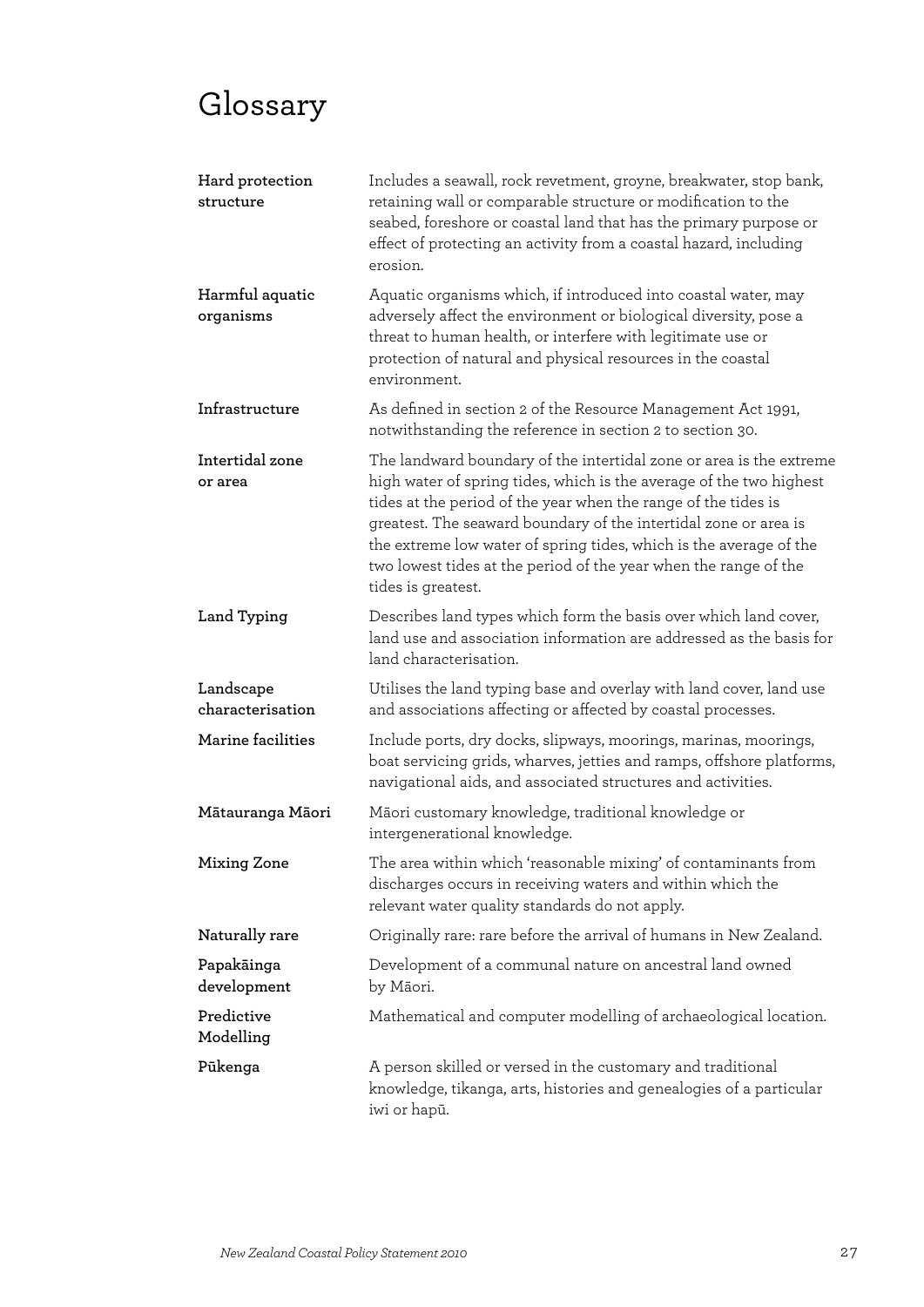# Glossary

| | |
|---|---|
| **Hard protection structure** | Includes a seawall, rock revetment, groyne, breakwater, stop bank, retaining wall or comparable structure or modification to the seabed, foreshore or coastal land that has the primary purpose or effect of protecting an activity from a coastal hazard, including erosion. |
| **Harmful aquatic organisms** | Aquatic organisms which, if introduced into coastal water, may adversely affect the environment or biological diversity, pose a threat to human health, or interfere with legitimate use or protection of natural and physical resources in the coastal environment. |
| **Infrastructure** | As defined in section 2 of the Resource Management Act 1991, notwithstanding the reference in section 2 to section 30. |
| **Intertidal zone or area** | The landward boundary of the intertidal zone or area is the extreme high water of spring tides, which is the average of the two highest tides at the period of the year when the range of the tides is greatest. The seaward boundary of the intertidal zone or area is the extreme low water of spring tides, which is the average of the two lowest tides at the period of the year when the range of the tides is greatest. |
| **Land Typing** | Describes land types which form the basis over which land cover, land use and association information are addressed as the basis for land characterisation. |
| **Landscape characterisation** | Utilises the land typing base and overlay with land cover, land use and associations affecting or affected by coastal processes. |
| **Marine facilities** | Include ports, dry docks, slipways, moorings, marinas, moorings, boat servicing grids, wharves, jetties and ramps, offshore platforms, navigational aids, and associated structures and activities. |
| **Mātauranga Māori** | Māori customary knowledge, traditional knowledge or intergenerational knowledge. |
| **Mixing Zone** | The area within which 'reasonable mixing' of contaminants from discharges occurs in receiving waters and within which the relevant water quality standards do not apply. |
| **Naturally rare** | Originally rare: rare before the arrival of humans in New Zealand. |
| **Papakāinga development** | Development of a communal nature on ancestral land owned by Māori. |
| **Predictive Modelling** | Mathematical and computer modelling of archaeological location. |
| **Pūkenga** | A person skilled or versed in the customary and traditional knowledge, tikanga, arts, histories and genealogies of a particular iwi or hapū. |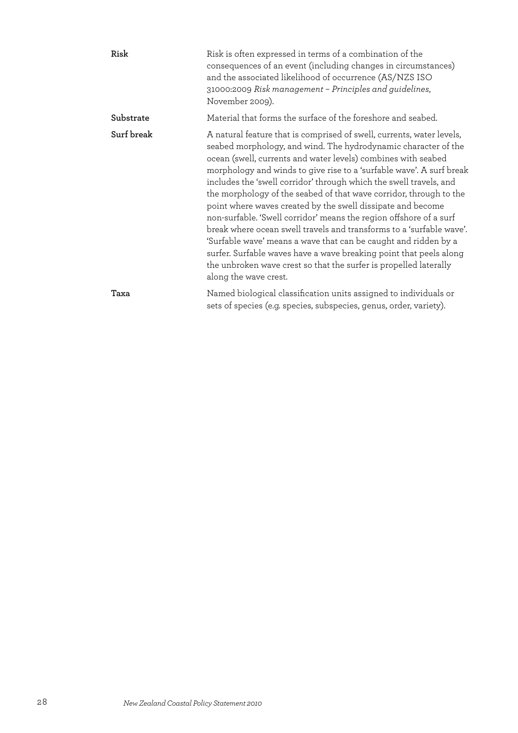| | |
|---|---|
| **Risk** | Risk is often expressed in terms of a combination of the consequences of an event (including changes in circumstances) and the associated likelihood of occurrence (AS/NZS ISO 31000:2009 *Risk management – Principles and guidelines*, November 2009). |
| **Substrate** | Material that forms the surface of the foreshore and seabed. |
| **Surf break** | A natural feature that is comprised of swell, currents, water levels, seabed morphology, and wind. The hydrodynamic character of the ocean (swell, currents and water levels) combines with seabed morphology and winds to give rise to a 'surfable wave'. A surf break includes the 'swell corridor' through which the swell travels, and the morphology of the seabed of that wave corridor, through to the point where waves created by the swell dissipate and become non-surfable. 'Swell corridor' means the region offshore of a surf break where ocean swell travels and transforms to a 'surfable wave'. 'Surfable wave' means a wave that can be caught and ridden by a surfer. Surfable waves have a wave breaking point that peels along the unbroken wave crest so that the surfer is propelled laterally along the wave crest. |
| **Taxa** | Named biological classification units assigned to individuals or sets of species (e.g. species, subspecies, genus, order, variety). |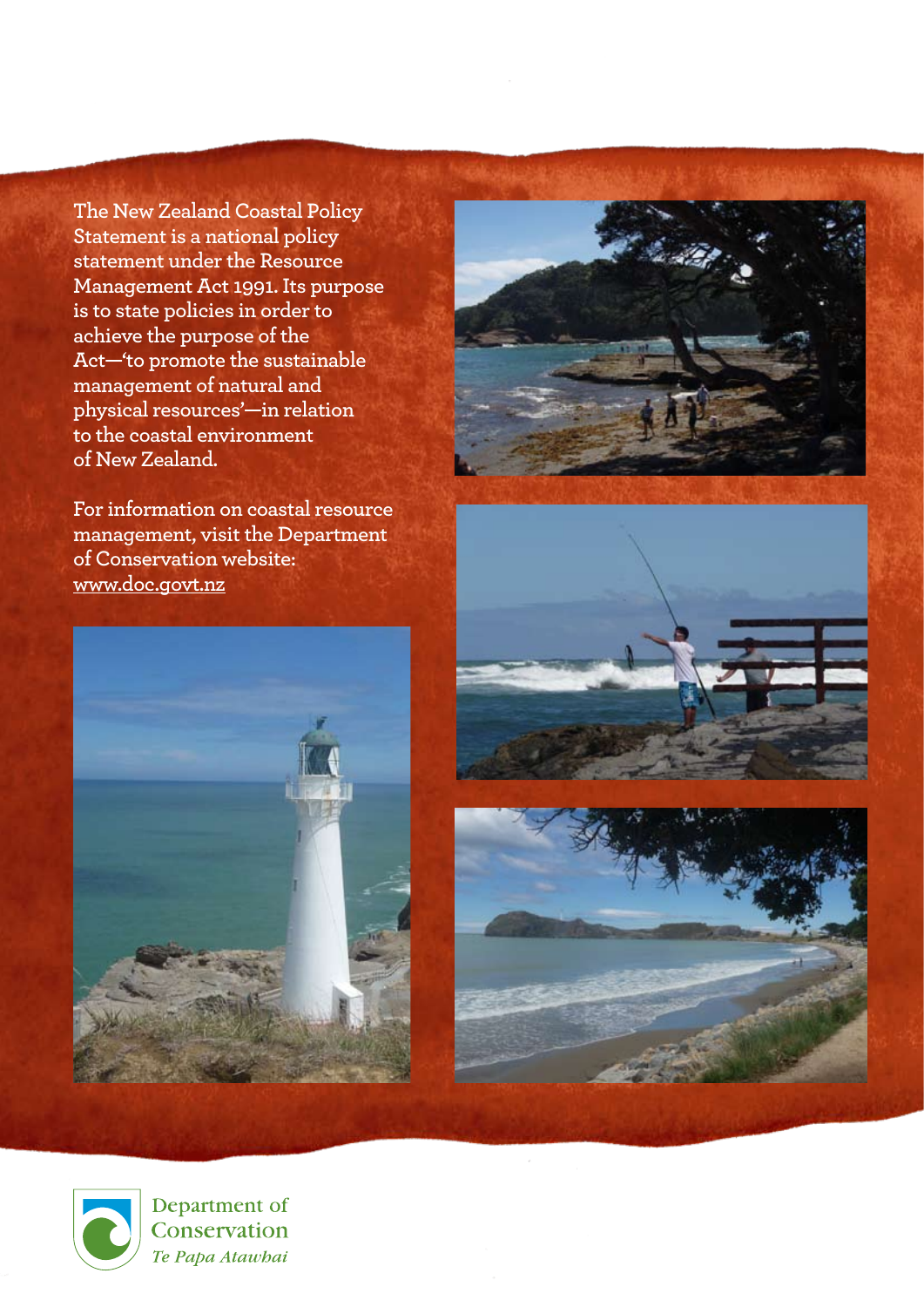The New Zealand Coastal Policy Statement is a national policy statement under the Resource Management Act 1991. Its purpose is to state policies in order to achieve the purpose of the Act—'to promote the sustainable management of natural and physical resources'—in relation to the coastal environment of New Zealand.

For information on coastal resource management, visit the Department of Conservation website: www.doc.govt.nz

Department of Conservation
*Te Papa Atawhai*